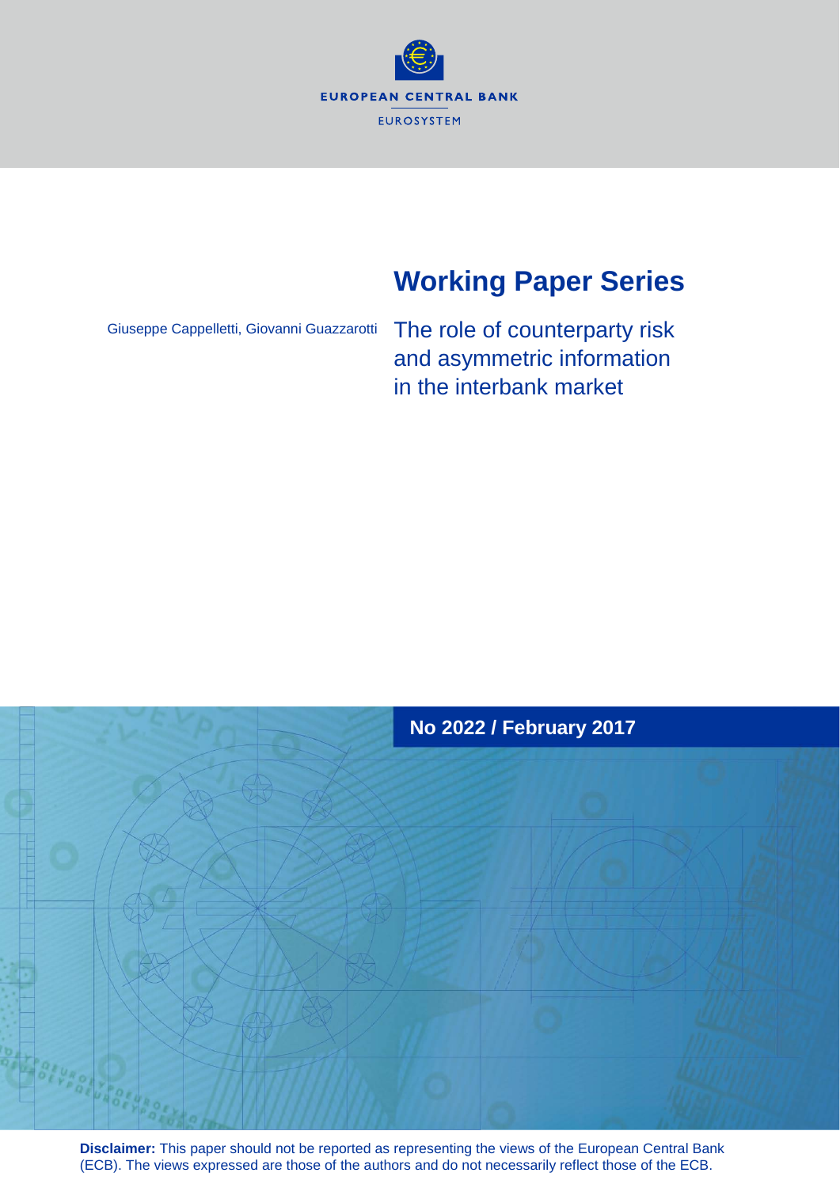EUROPEAN CENTRAL BANK

EUROSYSTEM

# Working Paper Series

Giuseppe Cappelletti, Giovanni Guazzarotti

## The role of counterparty risk and asymmetric information in the interbank market

**No 2022 / February 2017**

**Disclaimer:** This paper should not be reported as representing the views of the European Central Bank (ECB). The views expressed are those of the authors and do not necessarily reflect those of the ECB.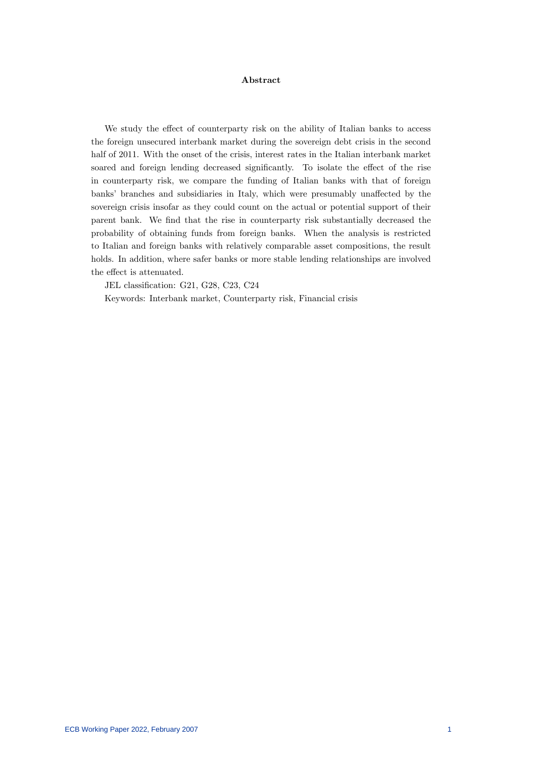## Abstract

We study the effect of counterparty risk on the ability of Italian banks to access the foreign unsecured interbank market during the sovereign debt crisis in the second half of 2011. With the onset of the crisis, interest rates in the Italian interbank market soared and foreign lending decreased significantly. To isolate the effect of the rise in counterparty risk, we compare the funding of Italian banks with that of foreign banks' branches and subsidiaries in Italy, which were presumably unaffected by the sovereign crisis insofar as they could count on the actual or potential support of their parent bank. We find that the rise in counterparty risk substantially decreased the probability of obtaining funds from foreign banks. When the analysis is restricted to Italian and foreign banks with relatively comparable asset compositions, the result holds. In addition, where safer banks or more stable lending relationships are involved the effect is attenuated.

JEL classification: G21, G28, C23, C24

Keywords: Interbank market, Counterparty risk, Financial crisis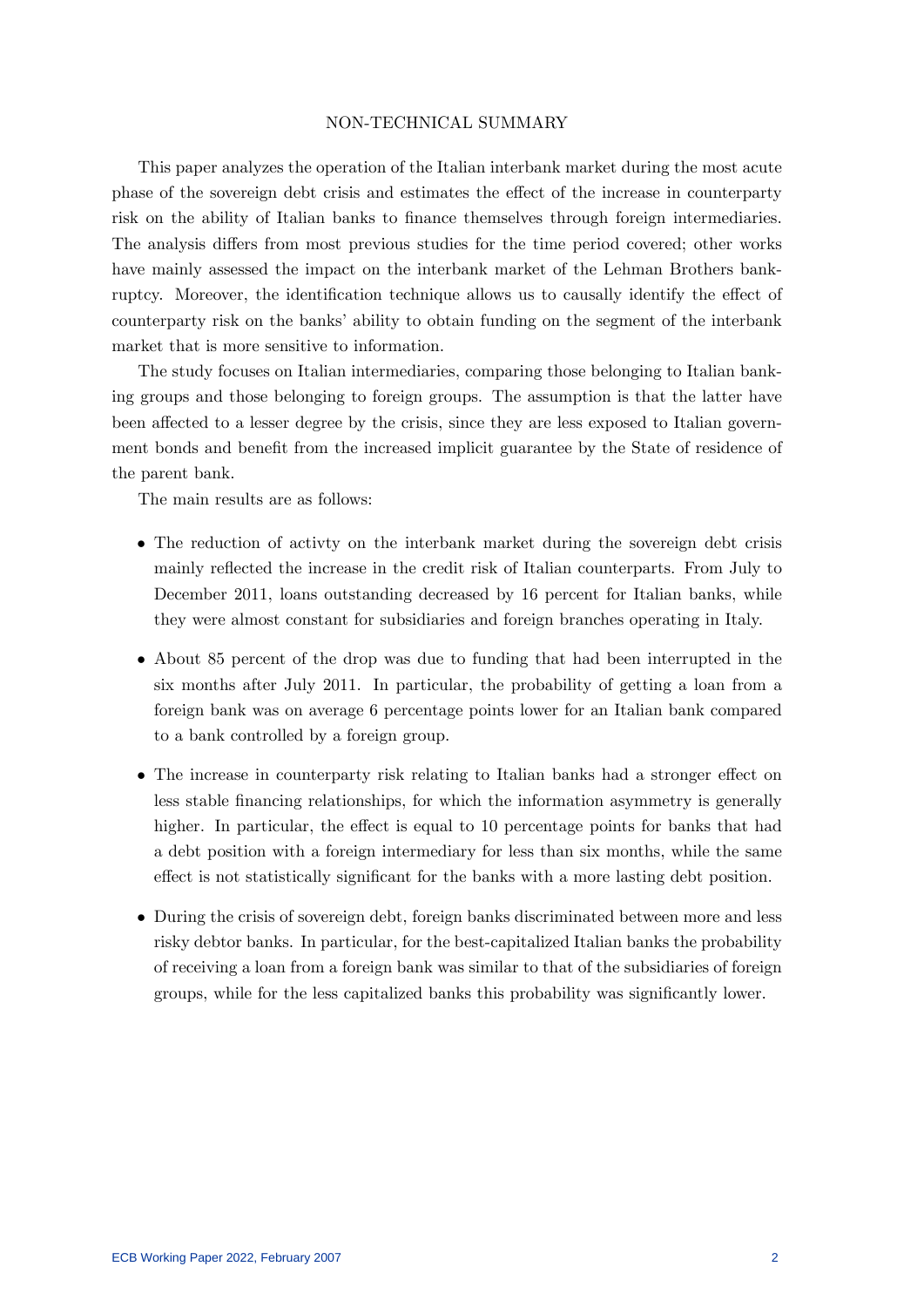# NON-TECHNICAL SUMMARY

This paper analyzes the operation of the Italian interbank market during the most acute phase of the sovereign debt crisis and estimates the effect of the increase in counterparty risk on the ability of Italian banks to finance themselves through foreign intermediaries. The analysis differs from most previous studies for the time period covered; other works have mainly assessed the impact on the interbank market of the Lehman Brothers bankruptcy. Moreover, the identification technique allows us to causally identify the effect of counterparty risk on the banks' ability to obtain funding on the segment of the interbank market that is more sensitive to information.

The study focuses on Italian intermediaries, comparing those belonging to Italian banking groups and those belonging to foreign groups. The assumption is that the latter have been affected to a lesser degree by the crisis, since they are less exposed to Italian government bonds and benefit from the increased implicit guarantee by the State of residence of the parent bank.

The main results are as follows:

- The reduction of activty on the interbank market during the sovereign debt crisis mainly reflected the increase in the credit risk of Italian counterparts. From July to December 2011, loans outstanding decreased by 16 percent for Italian banks, while they were almost constant for subsidiaries and foreign branches operating in Italy.
- About 85 percent of the drop was due to funding that had been interrupted in the six months after July 2011. In particular, the probability of getting a loan from a foreign bank was on average 6 percentage points lower for an Italian bank compared to a bank controlled by a foreign group.
- The increase in counterparty risk relating to Italian banks had a stronger effect on less stable financing relationships, for which the information asymmetry is generally higher. In particular, the effect is equal to 10 percentage points for banks that had a debt position with a foreign intermediary for less than six months, while the same effect is not statistically significant for the banks with a more lasting debt position.
- During the crisis of sovereign debt, foreign banks discriminated between more and less risky debtor banks. In particular, for the best-capitalized Italian banks the probability of receiving a loan from a foreign bank was similar to that of the subsidiaries of foreign groups, while for the less capitalized banks this probability was significantly lower.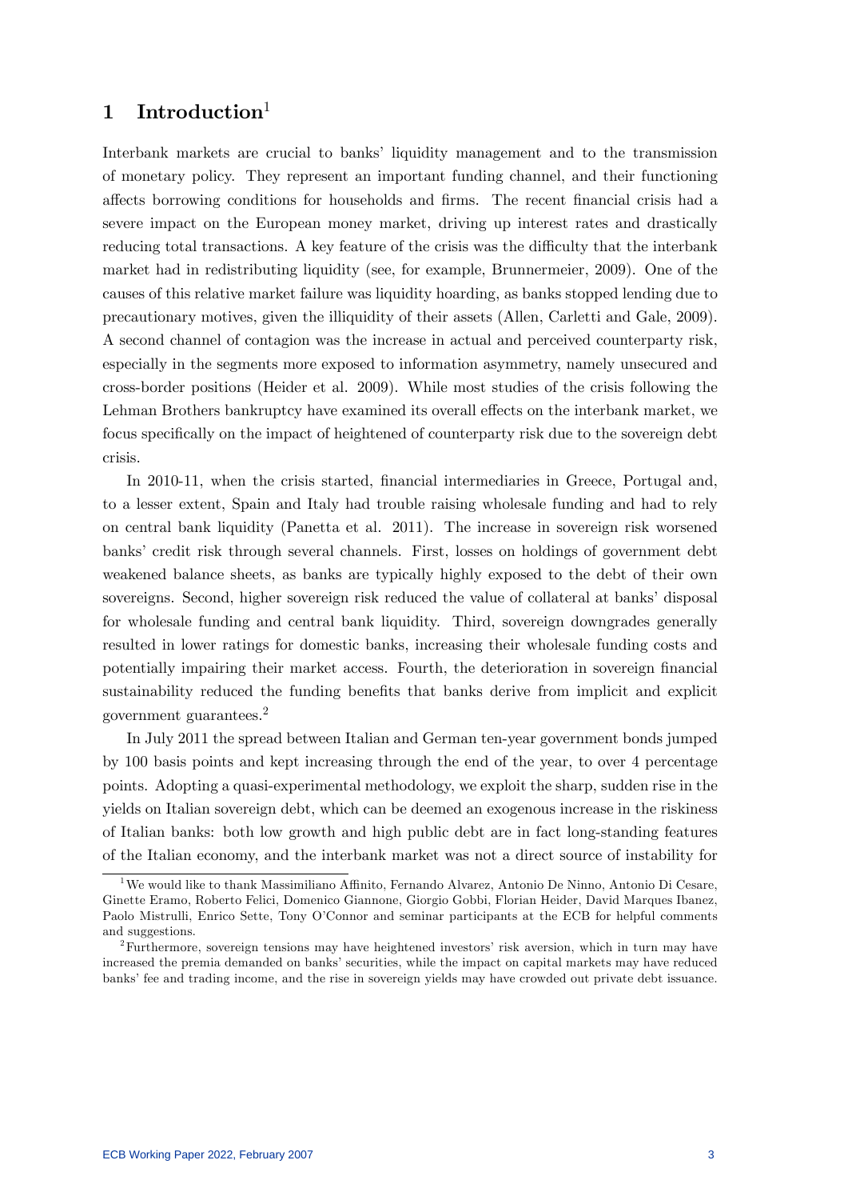# 1 Introduction[1]

Interbank markets are crucial to banks' liquidity management and to the transmission of monetary policy. They represent an important funding channel, and their functioning affects borrowing conditions for households and firms. The recent financial crisis had a severe impact on the European money market, driving up interest rates and drastically reducing total transactions. A key feature of the crisis was the difficulty that the interbank market had in redistributing liquidity (see, for example, Brunnermeier, 2009). One of the causes of this relative market failure was liquidity hoarding, as banks stopped lending due to precautionary motives, given the illiquidity of their assets (Allen, Carletti and Gale, 2009). A second channel of contagion was the increase in actual and perceived counterparty risk, especially in the segments more exposed to information asymmetry, namely unsecured and cross-border positions (Heider et al. 2009). While most studies of the crisis following the Lehman Brothers bankruptcy have examined its overall effects on the interbank market, we focus specifically on the impact of heightened of counterparty risk due to the sovereign debt crisis.

In 2010-11, when the crisis started, financial intermediaries in Greece, Portugal and, to a lesser extent, Spain and Italy had trouble raising wholesale funding and had to rely on central bank liquidity (Panetta et al. 2011). The increase in sovereign risk worsened banks' credit risk through several channels. First, losses on holdings of government debt weakened balance sheets, as banks are typically highly exposed to the debt of their own sovereigns. Second, higher sovereign risk reduced the value of collateral at banks' disposal for wholesale funding and central bank liquidity. Third, sovereign downgrades generally resulted in lower ratings for domestic banks, increasing their wholesale funding costs and potentially impairing their market access. Fourth, the deterioration in sovereign financial sustainability reduced the funding benefits that banks derive from implicit and explicit government guarantees.[2]

In July 2011 the spread between Italian and German ten-year government bonds jumped by 100 basis points and kept increasing through the end of the year, to over 4 percentage points. Adopting a quasi-experimental methodology, we exploit the sharp, sudden rise in the yields on Italian sovereign debt, which can be deemed an exogenous increase in the riskiness of Italian banks: both low growth and high public debt are in fact long-standing features of the Italian economy, and the interbank market was not a direct source of instability for

---

[1] We would like to thank Massimiliano Affinito, Fernando Alvarez, Antonio De Ninno, Antonio Di Cesare, Ginette Eramo, Roberto Felici, Domenico Giannone, Giorgio Gobbi, Florian Heider, David Marques Ibanez, Paolo Mistrulli, Enrico Sette, Tony O'Connor and seminar participants at the ECB for helpful comments and suggestions.

[2] Furthermore, sovereign tensions may have heightened investors' risk aversion, which in turn may have increased the premia demanded on banks' securities, while the impact on capital markets may have reduced banks' fee and trading income, and the rise in sovereign yields may have crowded out private debt issuance.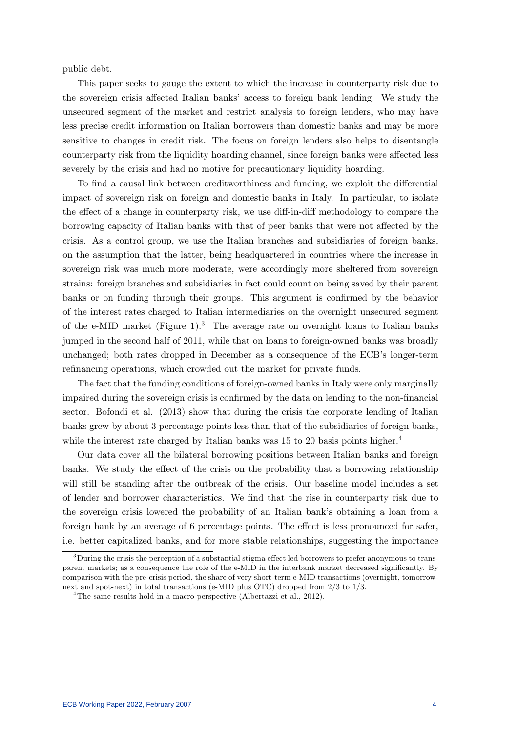public debt.

This paper seeks to gauge the extent to which the increase in counterparty risk due to the sovereign crisis affected Italian banks' access to foreign bank lending. We study the unsecured segment of the market and restrict analysis to foreign lenders, who may have less precise credit information on Italian borrowers than domestic banks and may be more sensitive to changes in credit risk. The focus on foreign lenders also helps to disentangle counterparty risk from the liquidity hoarding channel, since foreign banks were affected less severely by the crisis and had no motive for precautionary liquidity hoarding.

To find a causal link between creditworthiness and funding, we exploit the differential impact of sovereign risk on foreign and domestic banks in Italy. In particular, to isolate the effect of a change in counterparty risk, we use diff-in-diff methodology to compare the borrowing capacity of Italian banks with that of peer banks that were not affected by the crisis. As a control group, we use the Italian branches and subsidiaries of foreign banks, on the assumption that the latter, being headquartered in countries where the increase in sovereign risk was much more moderate, were accordingly more sheltered from sovereign strains: foreign branches and subsidiaries in fact could count on being saved by their parent banks or on funding through their groups. This argument is confirmed by the behavior of the interest rates charged to Italian intermediaries on the overnight unsecured segment of the e-MID market (Figure 1).[3] The average rate on overnight loans to Italian banks jumped in the second half of 2011, while that on loans to foreign-owned banks was broadly unchanged; both rates dropped in December as a consequence of the ECB's longer-term refinancing operations, which crowded out the market for private funds.

The fact that the funding conditions of foreign-owned banks in Italy were only marginally impaired during the sovereign crisis is confirmed by the data on lending to the non-financial sector. Bofondi et al. (2013) show that during the crisis the corporate lending of Italian banks grew by about 3 percentage points less than that of the subsidiaries of foreign banks, while the interest rate charged by Italian banks was 15 to 20 basis points higher.[4]

Our data cover all the bilateral borrowing positions between Italian banks and foreign banks. We study the effect of the crisis on the probability that a borrowing relationship will still be standing after the outbreak of the crisis. Our baseline model includes a set of lender and borrower characteristics. We find that the rise in counterparty risk due to the sovereign crisis lowered the probability of an Italian bank's obtaining a loan from a foreign bank by an average of 6 percentage points. The effect is less pronounced for safer, i.e. better capitalized banks, and for more stable relationships, suggesting the importance

[3] During the crisis the perception of a substantial stigma effect led borrowers to prefer anonymous to transparent markets; as a consequence the role of the e-MID in the interbank market decreased significantly. By comparison with the pre-crisis period, the share of very short-term e-MID transactions (overnight, tomorrow-next and spot-next) in total transactions (e-MID plus OTC) dropped from 2/3 to 1/3.

[4] The same results hold in a macro perspective (Albertazzi et al., 2012).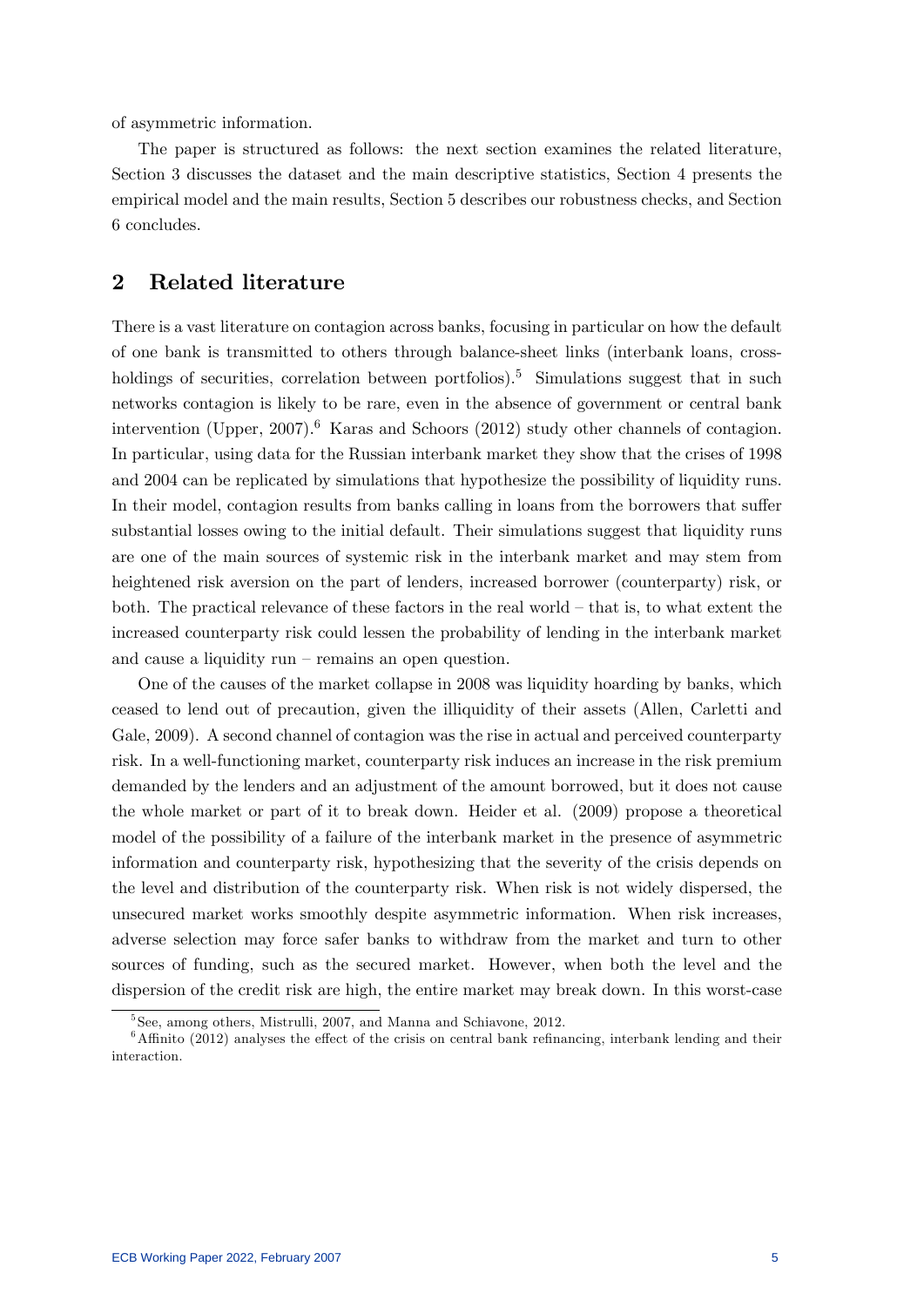of asymmetric information.

The paper is structured as follows: the next section examines the related literature, Section 3 discusses the dataset and the main descriptive statistics, Section 4 presents the empirical model and the main results, Section 5 describes our robustness checks, and Section 6 concludes.

## 2 Related literature

There is a vast literature on contagion across banks, focusing in particular on how the default of one bank is transmitted to others through balance-sheet links (interbank loans, cross-holdings of securities, correlation between portfolios).[5] Simulations suggest that in such networks contagion is likely to be rare, even in the absence of government or central bank intervention (Upper, 2007).[6] Karas and Schoors (2012) study other channels of contagion. In particular, using data for the Russian interbank market they show that the crises of 1998 and 2004 can be replicated by simulations that hypothesize the possibility of liquidity runs. In their model, contagion results from banks calling in loans from the borrowers that suffer substantial losses owing to the initial default. Their simulations suggest that liquidity runs are one of the main sources of systemic risk in the interbank market and may stem from heightened risk aversion on the part of lenders, increased borrower (counterparty) risk, or both. The practical relevance of these factors in the real world – that is, to what extent the increased counterparty risk could lessen the probability of lending in the interbank market and cause a liquidity run – remains an open question.

One of the causes of the market collapse in 2008 was liquidity hoarding by banks, which ceased to lend out of precaution, given the illiquidity of their assets (Allen, Carletti and Gale, 2009). A second channel of contagion was the rise in actual and perceived counterparty risk. In a well-functioning market, counterparty risk induces an increase in the risk premium demanded by the lenders and an adjustment of the amount borrowed, but it does not cause the whole market or part of it to break down. Heider et al. (2009) propose a theoretical model of the possibility of a failure of the interbank market in the presence of asymmetric information and counterparty risk, hypothesizing that the severity of the crisis depends on the level and distribution of the counterparty risk. When risk is not widely dispersed, the unsecured market works smoothly despite asymmetric information. When risk increases, adverse selection may force safer banks to withdraw from the market and turn to other sources of funding, such as the secured market. However, when both the level and the dispersion of the credit risk are high, the entire market may break down. In this worst-case

[5] See, among others, Mistrulli, 2007, and Manna and Schiavone, 2012.

[6] Affinito (2012) analyses the effect of the crisis on central bank refinancing, interbank lending and their interaction.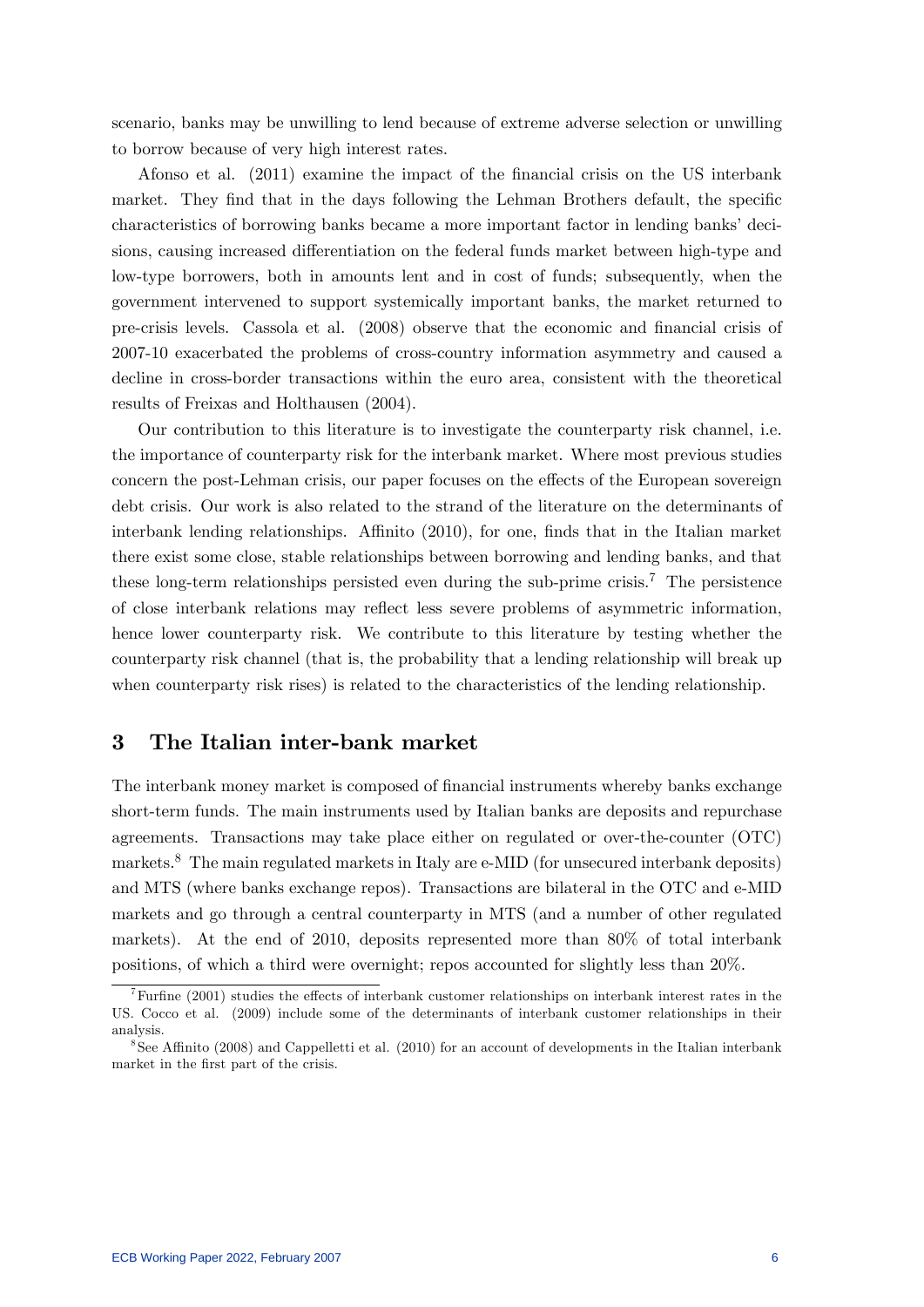scenario, banks may be unwilling to lend because of extreme adverse selection or unwilling to borrow because of very high interest rates.

Afonso et al. (2011) examine the impact of the financial crisis on the US interbank market. They find that in the days following the Lehman Brothers default, the specific characteristics of borrowing banks became a more important factor in lending banks' decisions, causing increased differentiation on the federal funds market between high-type and low-type borrowers, both in amounts lent and in cost of funds; subsequently, when the government intervened to support systemically important banks, the market returned to pre-crisis levels. Cassola et al. (2008) observe that the economic and financial crisis of 2007-10 exacerbated the problems of cross-country information asymmetry and caused a decline in cross-border transactions within the euro area, consistent with the theoretical results of Freixas and Holthausen (2004).

Our contribution to this literature is to investigate the counterparty risk channel, i.e. the importance of counterparty risk for the interbank market. Where most previous studies concern the post-Lehman crisis, our paper focuses on the effects of the European sovereign debt crisis. Our work is also related to the strand of the literature on the determinants of interbank lending relationships. Affinito (2010), for one, finds that in the Italian market there exist some close, stable relationships between borrowing and lending banks, and that these long-term relationships persisted even during the sub-prime crisis.[7] The persistence of close interbank relations may reflect less severe problems of asymmetric information, hence lower counterparty risk. We contribute to this literature by testing whether the counterparty risk channel (that is, the probability that a lending relationship will break up when counterparty risk rises) is related to the characteristics of the lending relationship.

## 3 The Italian inter-bank market

The interbank money market is composed of financial instruments whereby banks exchange short-term funds. The main instruments used by Italian banks are deposits and repurchase agreements. Transactions may take place either on regulated or over-the-counter (OTC) markets.[8] The main regulated markets in Italy are e-MID (for unsecured interbank deposits) and MTS (where banks exchange repos). Transactions are bilateral in the OTC and e-MID markets and go through a central counterparty in MTS (and a number of other regulated markets). At the end of 2010, deposits represented more than 80% of total interbank positions, of which a third were overnight; repos accounted for slightly less than 20%.

[7] Furfine (2001) studies the effects of interbank customer relationships on interbank interest rates in the US. Cocco et al. (2009) include some of the determinants of interbank customer relationships in their analysis.

[8] See Affinito (2008) and Cappelletti et al. (2010) for an account of developments in the Italian interbank market in the first part of the crisis.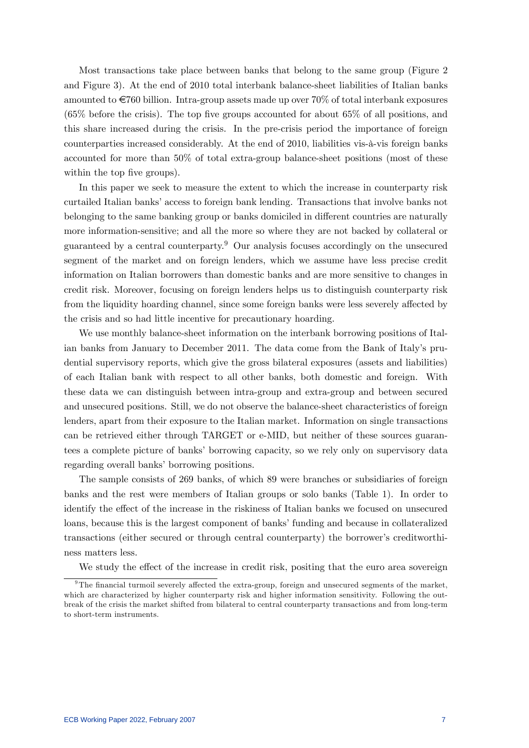Most transactions take place between banks that belong to the same group (Figure 2 and Figure 3). At the end of 2010 total interbank balance-sheet liabilities of Italian banks amounted to €760 billion. Intra-group assets made up over 70% of total interbank exposures (65% before the crisis). The top five groups accounted for about 65% of all positions, and this share increased during the crisis. In the pre-crisis period the importance of foreign counterparties increased considerably. At the end of 2010, liabilities vis-à-vis foreign banks accounted for more than 50% of total extra-group balance-sheet positions (most of these within the top five groups).

In this paper we seek to measure the extent to which the increase in counterparty risk curtailed Italian banks' access to foreign bank lending. Transactions that involve banks not belonging to the same banking group or banks domiciled in different countries are naturally more information-sensitive; and all the more so where they are not backed by collateral or guaranteed by a central counterparty.[9] Our analysis focuses accordingly on the unsecured segment of the market and on foreign lenders, which we assume have less precise credit information on Italian borrowers than domestic banks and are more sensitive to changes in credit risk. Moreover, focusing on foreign lenders helps us to distinguish counterparty risk from the liquidity hoarding channel, since some foreign banks were less severely affected by the crisis and so had little incentive for precautionary hoarding.

We use monthly balance-sheet information on the interbank borrowing positions of Italian banks from January to December 2011. The data come from the Bank of Italy's prudential supervisory reports, which give the gross bilateral exposures (assets and liabilities) of each Italian bank with respect to all other banks, both domestic and foreign. With these data we can distinguish between intra-group and extra-group and between secured and unsecured positions. Still, we do not observe the balance-sheet characteristics of foreign lenders, apart from their exposure to the Italian market. Information on single transactions can be retrieved either through TARGET or e-MID, but neither of these sources guarantees a complete picture of banks' borrowing capacity, so we rely only on supervisory data regarding overall banks' borrowing positions.

The sample consists of 269 banks, of which 89 were branches or subsidiaries of foreign banks and the rest were members of Italian groups or solo banks (Table 1). In order to identify the effect of the increase in the riskiness of Italian banks we focused on unsecured loans, because this is the largest component of banks' funding and because in collateralized transactions (either secured or through central counterparty) the borrower's creditworthiness matters less.

We study the effect of the increase in credit risk, positing that the euro area sovereign

[9] The financial turmoil severely affected the extra-group, foreign and unsecured segments of the market, which are characterized by higher counterparty risk and higher information sensitivity. Following the outbreak of the crisis the market shifted from bilateral to central counterparty transactions and from long-term to short-term instruments.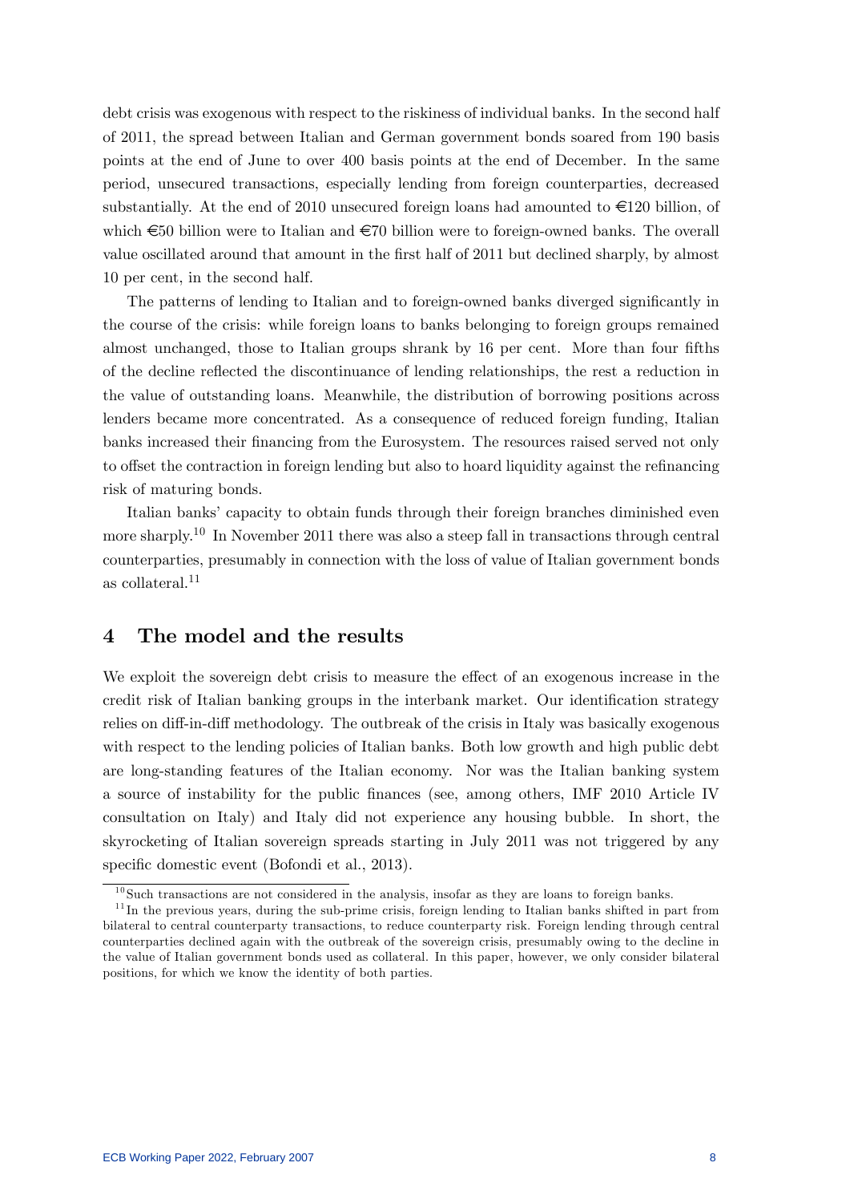debt crisis was exogenous with respect to the riskiness of individual banks. In the second half of 2011, the spread between Italian and German government bonds soared from 190 basis points at the end of June to over 400 basis points at the end of December. In the same period, unsecured transactions, especially lending from foreign counterparties, decreased substantially. At the end of 2010 unsecured foreign loans had amounted to €120 billion, of which €50 billion were to Italian and €70 billion were to foreign-owned banks. The overall value oscillated around that amount in the first half of 2011 but declined sharply, by almost 10 per cent, in the second half.

The patterns of lending to Italian and to foreign-owned banks diverged significantly in the course of the crisis: while foreign loans to banks belonging to foreign groups remained almost unchanged, those to Italian groups shrank by 16 per cent. More than four fifths of the decline reflected the discontinuance of lending relationships, the rest a reduction in the value of outstanding loans. Meanwhile, the distribution of borrowing positions across lenders became more concentrated. As a consequence of reduced foreign funding, Italian banks increased their financing from the Eurosystem. The resources raised served not only to offset the contraction in foreign lending but also to hoard liquidity against the refinancing risk of maturing bonds.

Italian banks' capacity to obtain funds through their foreign branches diminished even more sharply.[10] In November 2011 there was also a steep fall in transactions through central counterparties, presumably in connection with the loss of value of Italian government bonds as collateral.[11]

## 4 The model and the results

We exploit the sovereign debt crisis to measure the effect of an exogenous increase in the credit risk of Italian banking groups in the interbank market. Our identification strategy relies on diff-in-diff methodology. The outbreak of the crisis in Italy was basically exogenous with respect to the lending policies of Italian banks. Both low growth and high public debt are long-standing features of the Italian economy. Nor was the Italian banking system a source of instability for the public finances (see, among others, IMF 2010 Article IV consultation on Italy) and Italy did not experience any housing bubble. In short, the skyrocketing of Italian sovereign spreads starting in July 2011 was not triggered by any specific domestic event (Bofondi et al., 2013).

[10] Such transactions are not considered in the analysis, insofar as they are loans to foreign banks.

[11] In the previous years, during the sub-prime crisis, foreign lending to Italian banks shifted in part from bilateral to central counterparty transactions, to reduce counterparty risk. Foreign lending through central counterparties declined again with the outbreak of the sovereign crisis, presumably owing to the decline in the value of Italian government bonds used as collateral. In this paper, however, we only consider bilateral positions, for which we know the identity of both parties.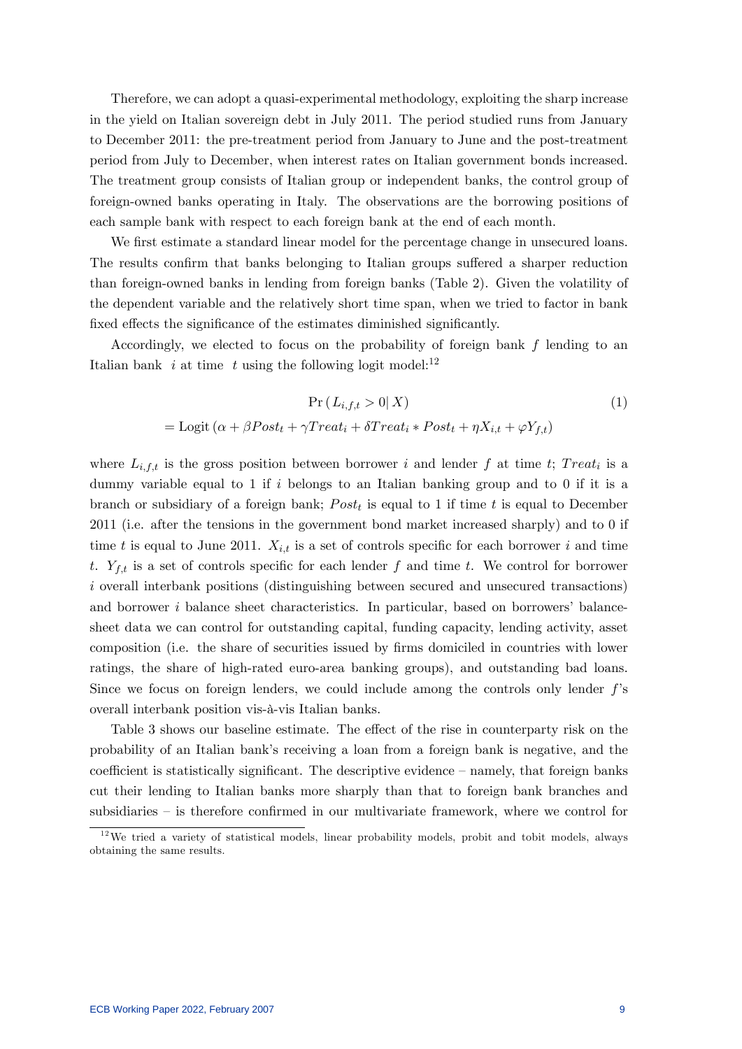Therefore, we can adopt a quasi-experimental methodology, exploiting the sharp increase in the yield on Italian sovereign debt in July 2011. The period studied runs from January to December 2011: the pre-treatment period from January to June and the post-treatment period from July to December, when interest rates on Italian government bonds increased. The treatment group consists of Italian group or independent banks, the control group of foreign-owned banks operating in Italy. The observations are the borrowing positions of each sample bank with respect to each foreign bank at the end of each month.

We first estimate a standard linear model for the percentage change in unsecured loans. The results confirm that banks belonging to Italian groups suffered a sharper reduction than foreign-owned banks in lending from foreign banks (Table 2). Given the volatility of the dependent variable and the relatively short time span, when we tried to factor in bank fixed effects the significance of the estimates diminished significantly.

Accordingly, we elected to focus on the probability of foreign bank $f$ lending to an Italian bank $i$ at time $t$ using the following logit model:[12]

$$\begin{aligned} & \Pr\left(L_{i,f,t} > 0 \middle| X\right) \\ & = \text{Logit}\left(\alpha + \beta Post_t + \gamma Treat_i + \delta Treat_i * Post_t + \eta X_{i,t} + \varphi Y_{f,t}\right) \end{aligned} \tag{1}$$

where $L_{i,f,t}$ is the gross position between borrower $i$ and lender $f$ at time $t$; $Treat_i$ is a dummy variable equal to 1 if $i$ belongs to an Italian banking group and to 0 if it is a branch or subsidiary of a foreign bank; $Post_t$ is equal to 1 if time $t$ is equal to December 2011 (i.e. after the tensions in the government bond market increased sharply) and to 0 if time $t$ is equal to June 2011. $X_{i,t}$ is a set of controls specific for each borrower $i$ and time $t$. $Y_{f,t}$ is a set of controls specific for each lender $f$ and time $t$. We control for borrower $i$ overall interbank positions (distinguishing between secured and unsecured transactions) and borrower $i$ balance sheet characteristics. In particular, based on borrowers' balance-sheet data we can control for outstanding capital, funding capacity, lending activity, asset composition (i.e. the share of securities issued by firms domiciled in countries with lower ratings, the share of high-rated euro-area banking groups), and outstanding bad loans. Since we focus on foreign lenders, we could include among the controls only lender $f$'s overall interbank position vis-à-vis Italian banks.

Table 3 shows our baseline estimate. The effect of the rise in counterparty risk on the probability of an Italian bank's receiving a loan from a foreign bank is negative, and the coefficient is statistically significant. The descriptive evidence – namely, that foreign banks cut their lending to Italian banks more sharply than that to foreign bank branches and subsidiaries – is therefore confirmed in our multivariate framework, where we control for

[12] We tried a variety of statistical models, linear probability models, probit and tobit models, always obtaining the same results.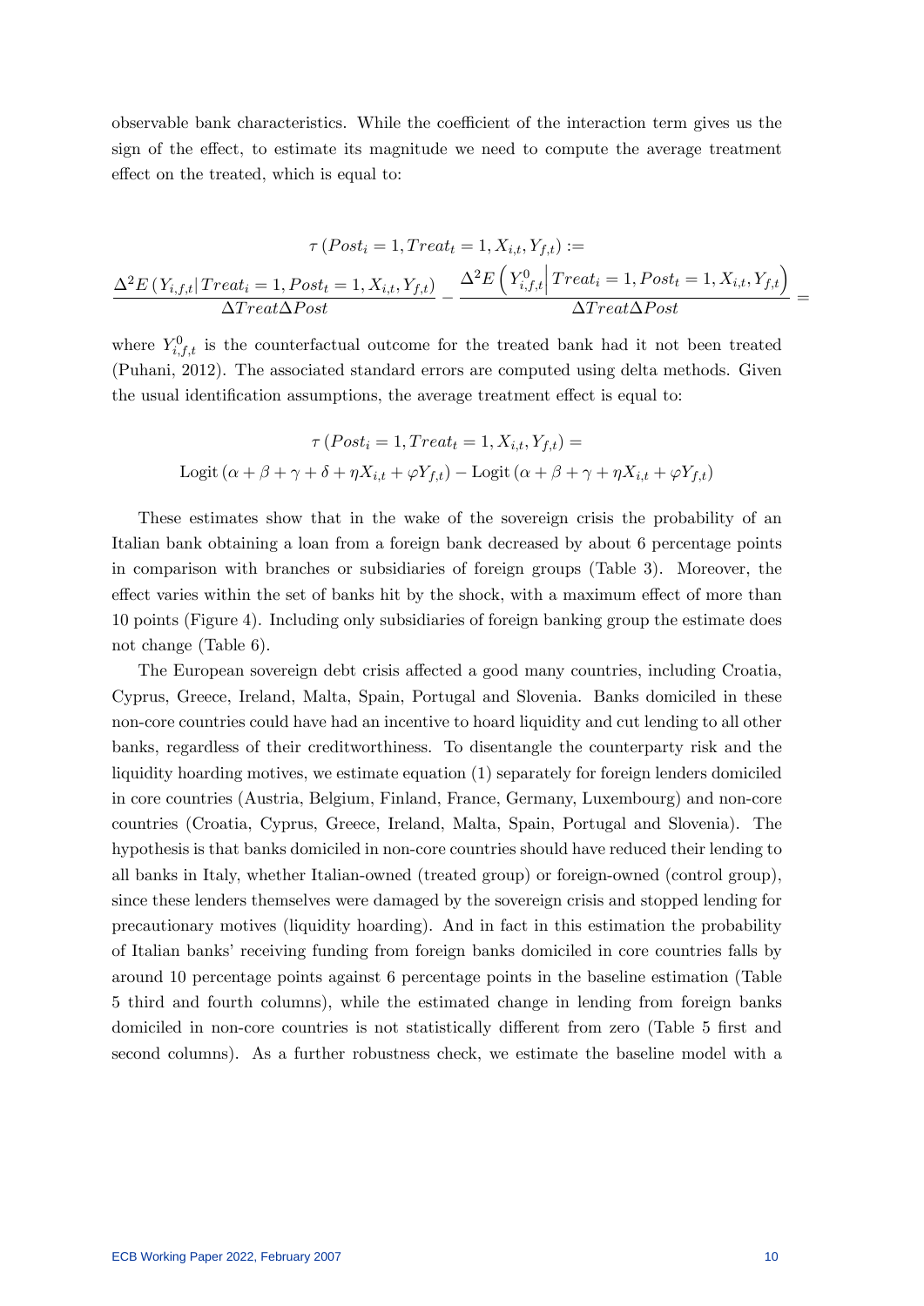observable bank characteristics. While the coefficient of the interaction term gives us the sign of the effect, to estimate its magnitude we need to compute the average treatment effect on the treated, which is equal to:

$$\tau\left(Post_i = 1, Treat_t = 1, X_{i,t}, Y_{f,t}\right) :=$$

$$\frac{\Delta^2 E\left(Y_{i,f,t}\middle| Treat_i = 1, Post_t = 1, X_{i,t}, Y_{f,t}\right)}{\Delta Treat \Delta Post} - \frac{\Delta^2 E\left(Y^0_{i,f,t}\middle| Treat_i = 1, Post_t = 1, X_{i,t}, Y_{f,t}\right)}{\Delta Treat \Delta Post} =$$

where $Y^0_{i,f,t}$ is the counterfactual outcome for the treated bank had it not been treated (Puhani, 2012). The associated standard errors are computed using delta methods. Given the usual identification assumptions, the average treatment effect is equal to:

$$\tau\left(Post_i = 1, Treat_t = 1, X_{i,t}, Y_{f,t}\right) =$$

$$\text{Logit}\left(\alpha + \beta + \gamma + \delta + \eta X_{i,t} + \varphi Y_{f,t}\right) - \text{Logit}\left(\alpha + \beta + \gamma + \eta X_{i,t} + \varphi Y_{f,t}\right)$$

These estimates show that in the wake of the sovereign crisis the probability of an Italian bank obtaining a loan from a foreign bank decreased by about 6 percentage points in comparison with branches or subsidiaries of foreign groups (Table 3). Moreover, the effect varies within the set of banks hit by the shock, with a maximum effect of more than 10 points (Figure 4). Including only subsidiaries of foreign banking group the estimate does not change (Table 6).

The European sovereign debt crisis affected a good many countries, including Croatia, Cyprus, Greece, Ireland, Malta, Spain, Portugal and Slovenia. Banks domiciled in these non-core countries could have had an incentive to hoard liquidity and cut lending to all other banks, regardless of their creditworthiness. To disentangle the counterparty risk and the liquidity hoarding motives, we estimate equation (1) separately for foreign lenders domiciled in core countries (Austria, Belgium, Finland, France, Germany, Luxembourg) and non-core countries (Croatia, Cyprus, Greece, Ireland, Malta, Spain, Portugal and Slovenia). The hypothesis is that banks domiciled in non-core countries should have reduced their lending to all banks in Italy, whether Italian-owned (treated group) or foreign-owned (control group), since these lenders themselves were damaged by the sovereign crisis and stopped lending for precautionary motives (liquidity hoarding). And in fact in this estimation the probability of Italian banks' receiving funding from foreign banks domiciled in core countries falls by around 10 percentage points against 6 percentage points in the baseline estimation (Table 5 third and fourth columns), while the estimated change in lending from foreign banks domiciled in non-core countries is not statistically different from zero (Table 5 first and second columns). As a further robustness check, we estimate the baseline model with a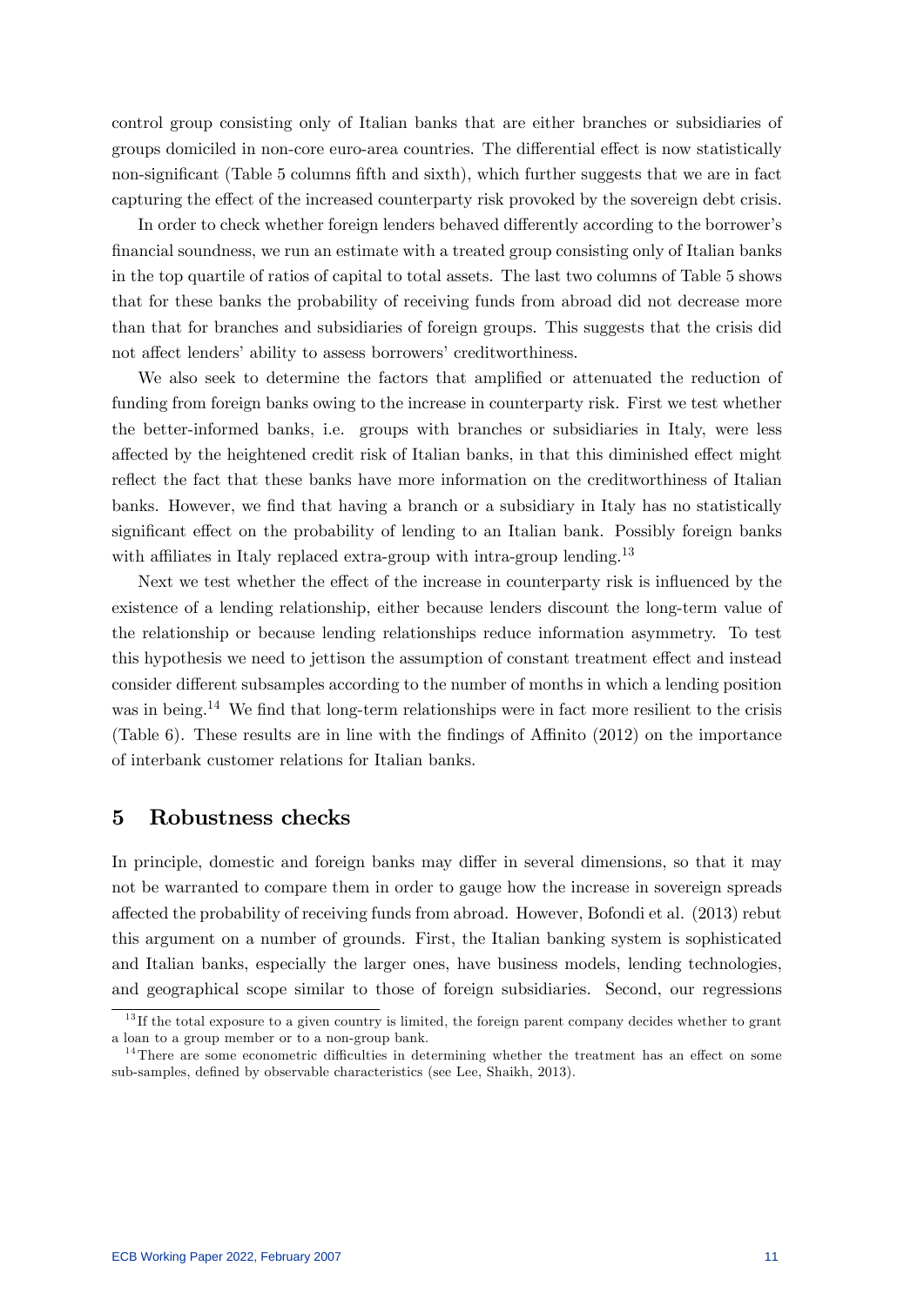control group consisting only of Italian banks that are either branches or subsidiaries of groups domiciled in non-core euro-area countries. The differential effect is now statistically non-significant (Table 5 columns fifth and sixth), which further suggests that we are in fact capturing the effect of the increased counterparty risk provoked by the sovereign debt crisis.

In order to check whether foreign lenders behaved differently according to the borrower's financial soundness, we run an estimate with a treated group consisting only of Italian banks in the top quartile of ratios of capital to total assets. The last two columns of Table 5 shows that for these banks the probability of receiving funds from abroad did not decrease more than that for branches and subsidiaries of foreign groups. This suggests that the crisis did not affect lenders' ability to assess borrowers' creditworthiness.

We also seek to determine the factors that amplified or attenuated the reduction of funding from foreign banks owing to the increase in counterparty risk. First we test whether the better-informed banks, i.e. groups with branches or subsidiaries in Italy, were less affected by the heightened credit risk of Italian banks, in that this diminished effect might reflect the fact that these banks have more information on the creditworthiness of Italian banks. However, we find that having a branch or a subsidiary in Italy has no statistically significant effect on the probability of lending to an Italian bank. Possibly foreign banks with affiliates in Italy replaced extra-group with intra-group lending.[13]

Next we test whether the effect of the increase in counterparty risk is influenced by the existence of a lending relationship, either because lenders discount the long-term value of the relationship or because lending relationships reduce information asymmetry. To test this hypothesis we need to jettison the assumption of constant treatment effect and instead consider different subsamples according to the number of months in which a lending position was in being.[14] We find that long-term relationships were in fact more resilient to the crisis (Table 6). These results are in line with the findings of Affinito (2012) on the importance of interbank customer relations for Italian banks.

## 5 Robustness checks

In principle, domestic and foreign banks may differ in several dimensions, so that it may not be warranted to compare them in order to gauge how the increase in sovereign spreads affected the probability of receiving funds from abroad. However, Bofondi et al. (2013) rebut this argument on a number of grounds. First, the Italian banking system is sophisticated and Italian banks, especially the larger ones, have business models, lending technologies, and geographical scope similar to those of foreign subsidiaries. Second, our regressions

[13] If the total exposure to a given country is limited, the foreign parent company decides whether to grant a loan to a group member or to a non-group bank.

[14] There are some econometric difficulties in determining whether the treatment has an effect on some sub-samples, defined by observable characteristics (see Lee, Shaikh, 2013).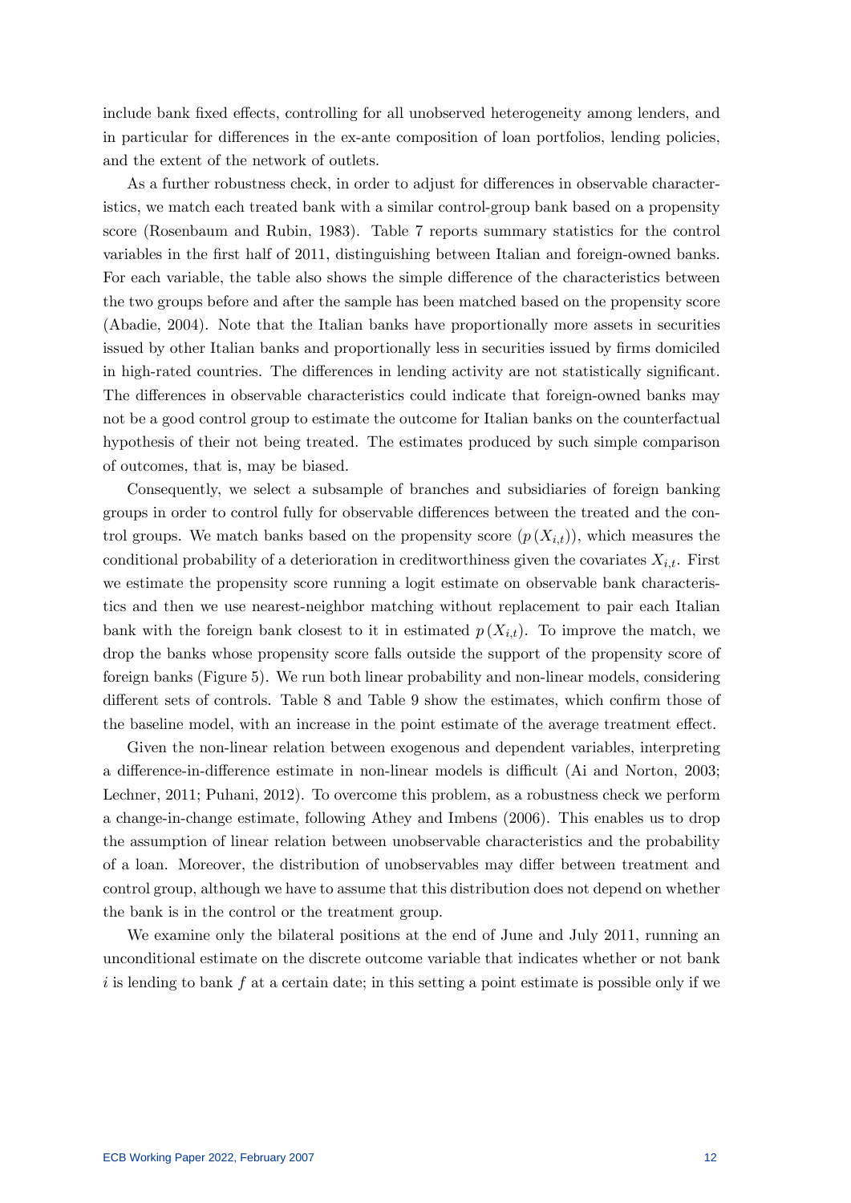include bank fixed effects, controlling for all unobserved heterogeneity among lenders, and in particular for differences in the ex-ante composition of loan portfolios, lending policies, and the extent of the network of outlets.

As a further robustness check, in order to adjust for differences in observable characteristics, we match each treated bank with a similar control-group bank based on a propensity score (Rosenbaum and Rubin, 1983). Table 7 reports summary statistics for the control variables in the first half of 2011, distinguishing between Italian and foreign-owned banks. For each variable, the table also shows the simple difference of the characteristics between the two groups before and after the sample has been matched based on the propensity score (Abadie, 2004). Note that the Italian banks have proportionally more assets in securities issued by other Italian banks and proportionally less in securities issued by firms domiciled in high-rated countries. The differences in lending activity are not statistically significant. The differences in observable characteristics could indicate that foreign-owned banks may not be a good control group to estimate the outcome for Italian banks on the counterfactual hypothesis of their not being treated. The estimates produced by such simple comparison of outcomes, that is, may be biased.

Consequently, we select a subsample of branches and subsidiaries of foreign banking groups in order to control fully for observable differences between the treated and the control groups. We match banks based on the propensity score ($p(X_{i,t})$), which measures the conditional probability of a deterioration in creditworthiness given the covariates $X_{i,t}$. First we estimate the propensity score running a logit estimate on observable bank characteristics and then we use nearest-neighbor matching without replacement to pair each Italian bank with the foreign bank closest to it in estimated $p(X_{i,t})$. To improve the match, we drop the banks whose propensity score falls outside the support of the propensity score of foreign banks (Figure 5). We run both linear probability and non-linear models, considering different sets of controls. Table 8 and Table 9 show the estimates, which confirm those of the baseline model, with an increase in the point estimate of the average treatment effect.

Given the non-linear relation between exogenous and dependent variables, interpreting a difference-in-difference estimate in non-linear models is difficult (Ai and Norton, 2003; Lechner, 2011; Puhani, 2012). To overcome this problem, as a robustness check we perform a change-in-change estimate, following Athey and Imbens (2006). This enables us to drop the assumption of linear relation between unobservable characteristics and the probability of a loan. Moreover, the distribution of unobservables may differ between treatment and control group, although we have to assume that this distribution does not depend on whether the bank is in the control or the treatment group.

We examine only the bilateral positions at the end of June and July 2011, running an unconditional estimate on the discrete outcome variable that indicates whether or not bank $i$ is lending to bank $f$ at a certain date; in this setting a point estimate is possible only if we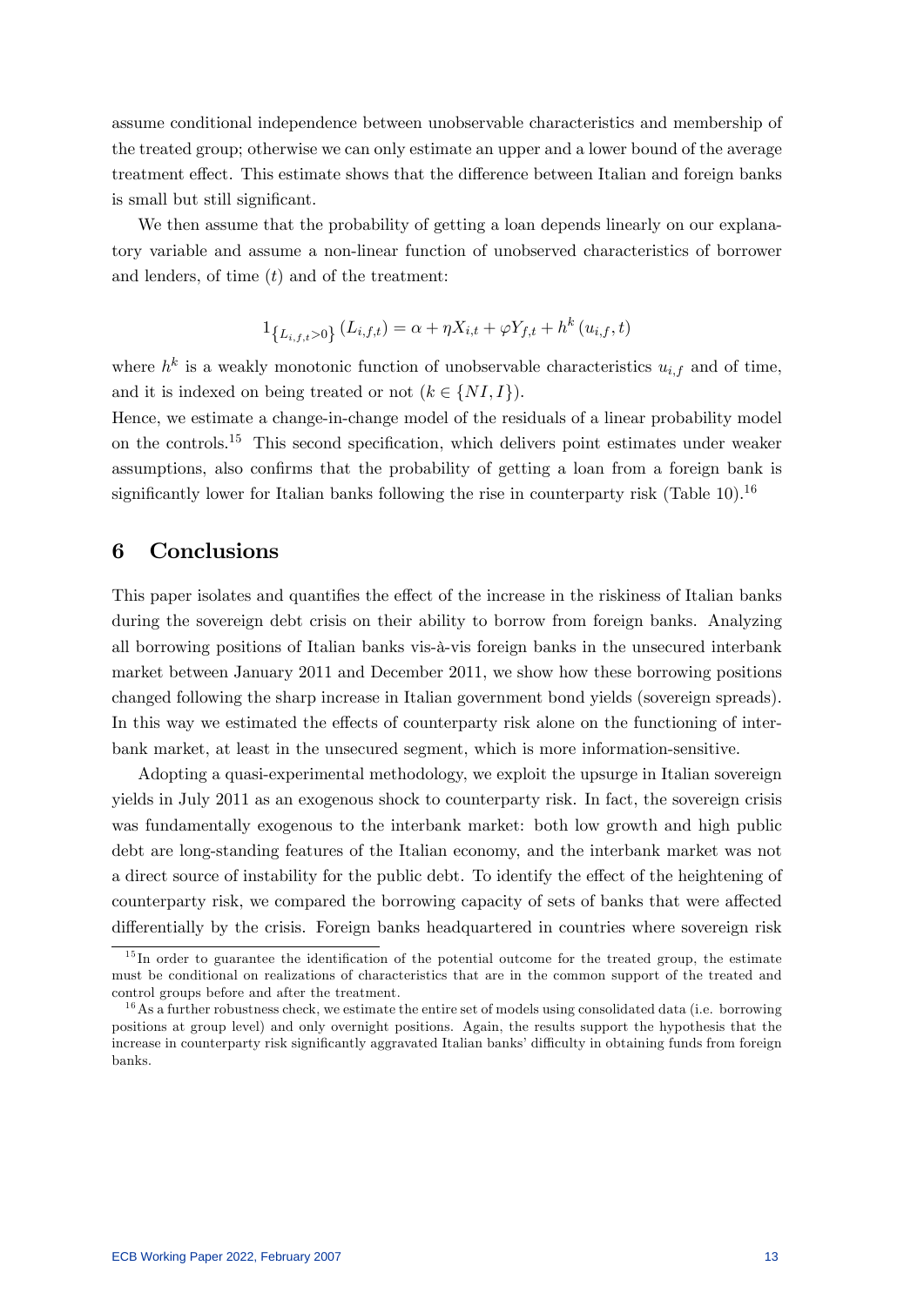assume conditional independence between unobservable characteristics and membership of the treated group; otherwise we can only estimate an upper and a lower bound of the average treatment effect. This estimate shows that the difference between Italian and foreign banks is small but still significant.

We then assume that the probability of getting a loan depends linearly on our explanatory variable and assume a non-linear function of unobserved characteristics of borrower and lenders, of time ($t$) and of the treatment:

$$1_{\{L_{i,f,t}>0\}}\left(L_{i,f,t}\right) = \alpha + \eta X_{i,t} + \varphi Y_{f,t} + h^{k}\left(u_{i,f}, t\right)$$

where $h^k$ is a weakly monotonic function of unobservable characteristics $u_{i,f}$ and of time, and it is indexed on being treated or not ($k \in \{NI, I\}$).
Hence, we estimate a change-in-change model of the residuals of a linear probability model on the controls.[15] This second specification, which delivers point estimates under weaker assumptions, also confirms that the probability of getting a loan from a foreign bank is significantly lower for Italian banks following the rise in counterparty risk (Table 10).[16]

## 6 Conclusions

This paper isolates and quantifies the effect of the increase in the riskiness of Italian banks during the sovereign debt crisis on their ability to borrow from foreign banks. Analyzing all borrowing positions of Italian banks vis-à-vis foreign banks in the unsecured interbank market between January 2011 and December 2011, we show how these borrowing positions changed following the sharp increase in Italian government bond yields (sovereign spreads). In this way we estimated the effects of counterparty risk alone on the functioning of interbank market, at least in the unsecured segment, which is more information-sensitive.

Adopting a quasi-experimental methodology, we exploit the upsurge in Italian sovereign yields in July 2011 as an exogenous shock to counterparty risk. In fact, the sovereign crisis was fundamentally exogenous to the interbank market: both low growth and high public debt are long-standing features of the Italian economy, and the interbank market was not a direct source of instability for the public debt. To identify the effect of the heightening of counterparty risk, we compared the borrowing capacity of sets of banks that were affected differentially by the crisis. Foreign banks headquartered in countries where sovereign risk

[15] In order to guarantee the identification of the potential outcome for the treated group, the estimate must be conditional on realizations of characteristics that are in the common support of the treated and control groups before and after the treatment.

[16] As a further robustness check, we estimate the entire set of models using consolidated data (i.e. borrowing positions at group level) and only overnight positions. Again, the results support the hypothesis that the increase in counterparty risk significantly aggravated Italian banks' difficulty in obtaining funds from foreign banks.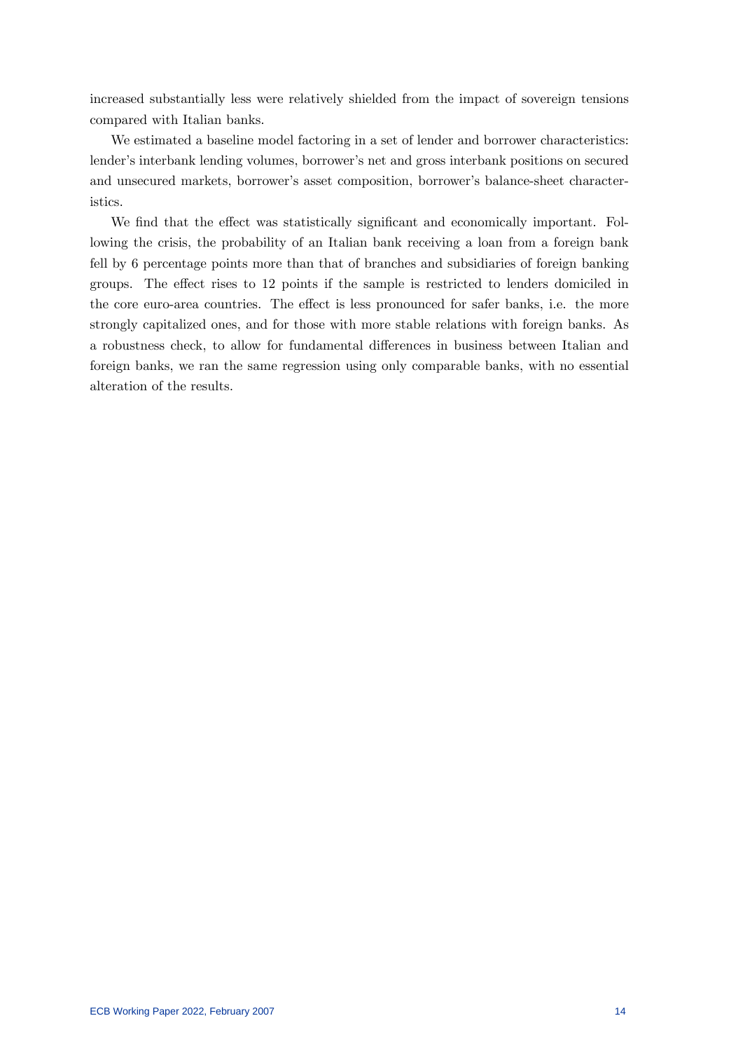increased substantially less were relatively shielded from the impact of sovereign tensions compared with Italian banks.

We estimated a baseline model factoring in a set of lender and borrower characteristics: lender's interbank lending volumes, borrower's net and gross interbank positions on secured and unsecured markets, borrower's asset composition, borrower's balance-sheet characteristics.

We find that the effect was statistically significant and economically important. Following the crisis, the probability of an Italian bank receiving a loan from a foreign bank fell by 6 percentage points more than that of branches and subsidiaries of foreign banking groups. The effect rises to 12 points if the sample is restricted to lenders domiciled in the core euro-area countries. The effect is less pronounced for safer banks, i.e. the more strongly capitalized ones, and for those with more stable relations with foreign banks. As a robustness check, to allow for fundamental differences in business between Italian and foreign banks, we ran the same regression using only comparable banks, with no essential alteration of the results.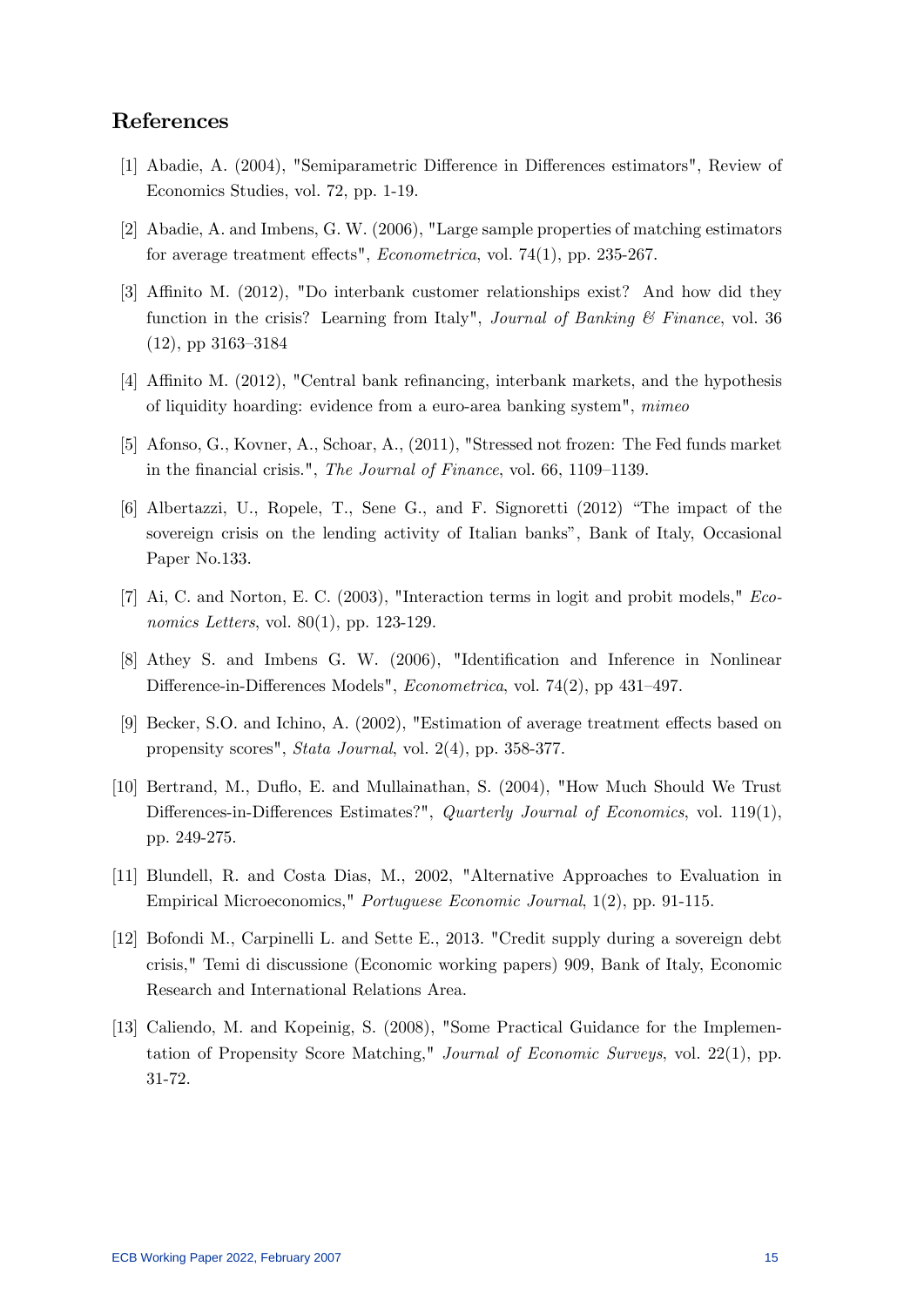## References

[1] Abadie, A. (2004), "Semiparametric Difference in Differences estimators", Review of Economics Studies, vol. 72, pp. 1-19.

[2] Abadie, A. and Imbens, G. W. (2006), "Large sample properties of matching estimators for average treatment effects", *Econometrica*, vol. 74(1), pp. 235-267.

[3] Affinito M. (2012), "Do interbank customer relationships exist? And how did they function in the crisis? Learning from Italy", *Journal of Banking & Finance*, vol. 36 (12), pp 3163–3184

[4] Affinito M. (2012), "Central bank refinancing, interbank markets, and the hypothesis of liquidity hoarding: evidence from a euro-area banking system", *mimeo*

[5] Afonso, G., Kovner, A., Schoar, A., (2011), "Stressed not frozen: The Fed funds market in the financial crisis.", *The Journal of Finance*, vol. 66, 1109–1139.

[6] Albertazzi, U., Ropele, T., Sene G., and F. Signoretti (2012) "The impact of the sovereign crisis on the lending activity of Italian banks", Bank of Italy, Occasional Paper No.133.

[7] Ai, C. and Norton, E. C. (2003), "Interaction terms in logit and probit models," *Economics Letters*, vol. 80(1), pp. 123-129.

[8] Athey S. and Imbens G. W. (2006), "Identification and Inference in Nonlinear Difference-in-Differences Models", *Econometrica*, vol. 74(2), pp 431–497.

[9] Becker, S.O. and Ichino, A. (2002), "Estimation of average treatment effects based on propensity scores", *Stata Journal*, vol. 2(4), pp. 358-377.

[10] Bertrand, M., Duflo, E. and Mullainathan, S. (2004), "How Much Should We Trust Differences-in-Differences Estimates?", *Quarterly Journal of Economics*, vol. 119(1), pp. 249-275.

[11] Blundell, R. and Costa Dias, M., 2002, "Alternative Approaches to Evaluation in Empirical Microeconomics," *Portuguese Economic Journal*, 1(2), pp. 91-115.

[12] Bofondi M., Carpinelli L. and Sette E., 2013. "Credit supply during a sovereign debt crisis," Temi di discussione (Economic working papers) 909, Bank of Italy, Economic Research and International Relations Area.

[13] Caliendo, M. and Kopeinig, S. (2008), "Some Practical Guidance for the Implementation of Propensity Score Matching," *Journal of Economic Surveys*, vol. 22(1), pp. 31-72.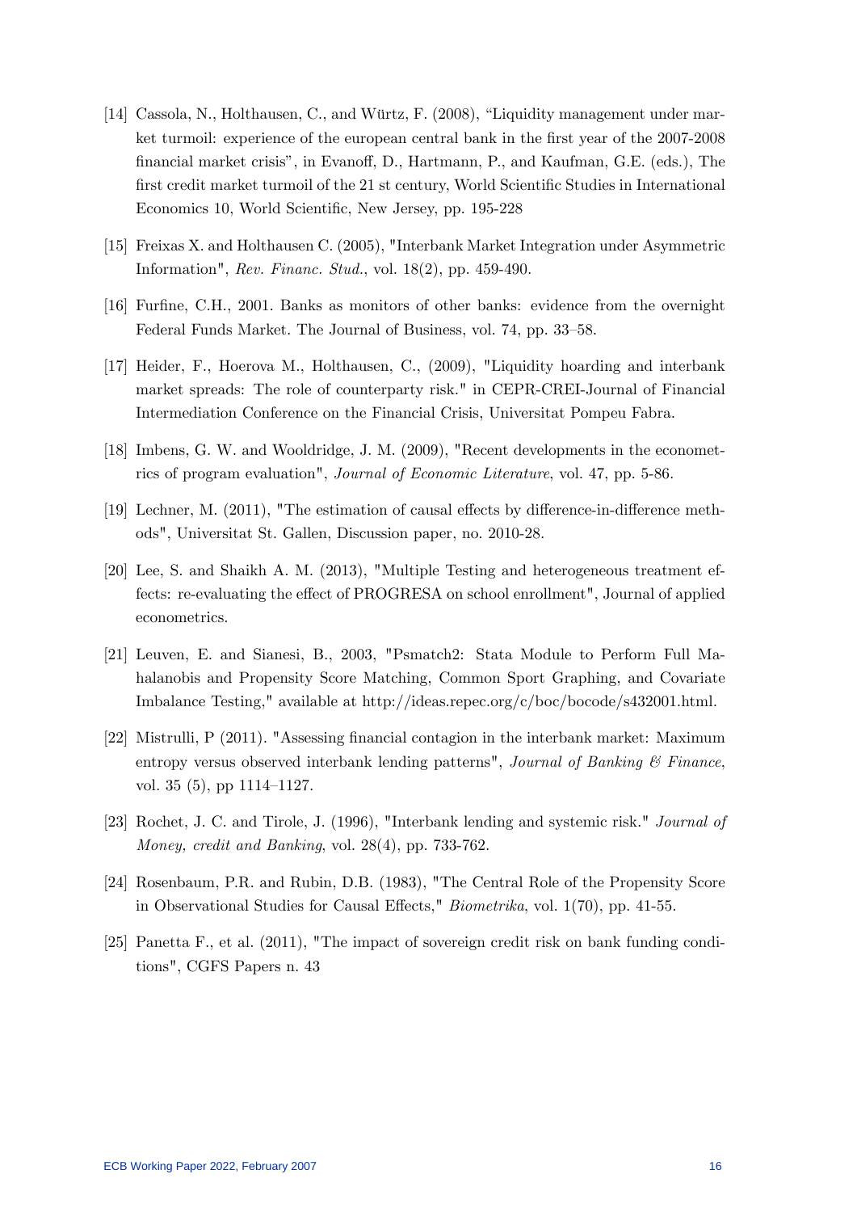[14] Cassola, N., Holthausen, C., and Würtz, F. (2008), "Liquidity management under market turmoil: experience of the european central bank in the first year of the 2007-2008 financial market crisis", in Evanoff, D., Hartmann, P., and Kaufman, G.E. (eds.), The first credit market turmoil of the 21 st century, World Scientific Studies in International Economics 10, World Scientific, New Jersey, pp. 195-228

[15] Freixas X. and Holthausen C. (2005), "Interbank Market Integration under Asymmetric Information", *Rev. Financ. Stud.*, vol. 18(2), pp. 459-490.

[16] Furfine, C.H., 2001. Banks as monitors of other banks: evidence from the overnight Federal Funds Market. The Journal of Business, vol. 74, pp. 33–58.

[17] Heider, F., Hoerova M., Holthausen, C., (2009), "Liquidity hoarding and interbank market spreads: The role of counterparty risk." in CEPR-CREI-Journal of Financial Intermediation Conference on the Financial Crisis, Universitat Pompeu Fabra.

[18] Imbens, G. W. and Wooldridge, J. M. (2009), "Recent developments in the econometrics of program evaluation", *Journal of Economic Literature*, vol. 47, pp. 5-86.

[19] Lechner, M. (2011), "The estimation of causal effects by difference-in-difference methods", Universitat St. Gallen, Discussion paper, no. 2010-28.

[20] Lee, S. and Shaikh A. M. (2013), "Multiple Testing and heterogeneous treatment effects: re-evaluating the effect of PROGRESA on school enrollment", Journal of applied econometrics.

[21] Leuven, E. and Sianesi, B., 2003, "Psmatch2: Stata Module to Perform Full Mahalanobis and Propensity Score Matching, Common Sport Graphing, and Covariate Imbalance Testing," available at http://ideas.repec.org/c/boc/bocode/s432001.html.

[22] Mistrulli, P (2011). "Assessing financial contagion in the interbank market: Maximum entropy versus observed interbank lending patterns", *Journal of Banking & Finance*, vol. 35 (5), pp 1114–1127.

[23] Rochet, J. C. and Tirole, J. (1996), "Interbank lending and systemic risk." *Journal of Money, credit and Banking*, vol. 28(4), pp. 733-762.

[24] Rosenbaum, P.R. and Rubin, D.B. (1983), "The Central Role of the Propensity Score in Observational Studies for Causal Effects," *Biometrika*, vol. 1(70), pp. 41-55.

[25] Panetta F., et al. (2011), "The impact of sovereign credit risk on bank funding conditions", CGFS Papers n. 43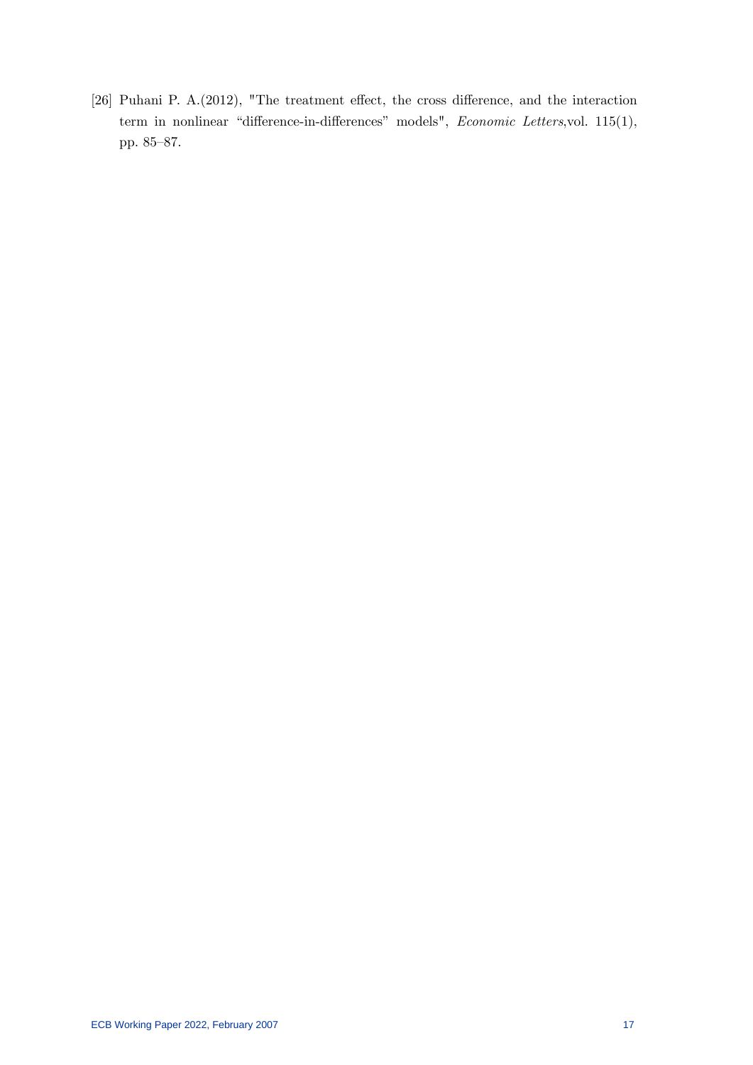[26] Puhani P. A.(2012), "The treatment effect, the cross difference, and the interaction term in nonlinear "difference-in-differences" models", *Economic Letters*,vol. 115(1), pp. 85–87.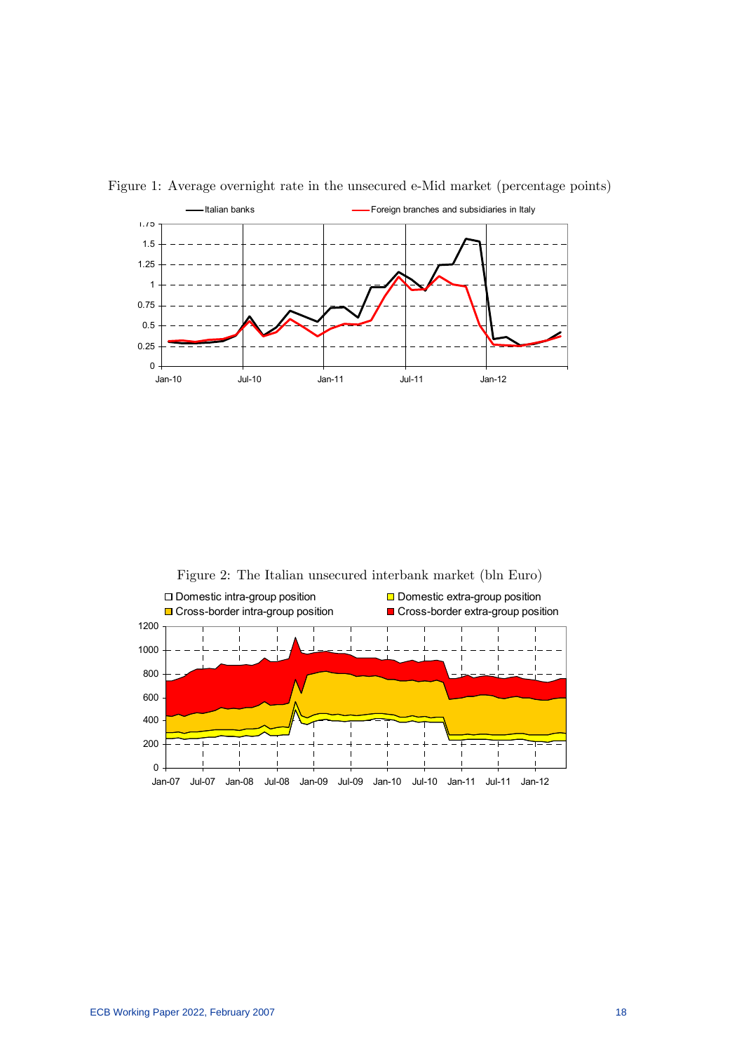Figure 1: Average overnight rate in the unsecured e-Mid market (percentage points)

Figure 2: The Italian unsecured interbank market (bln Euro)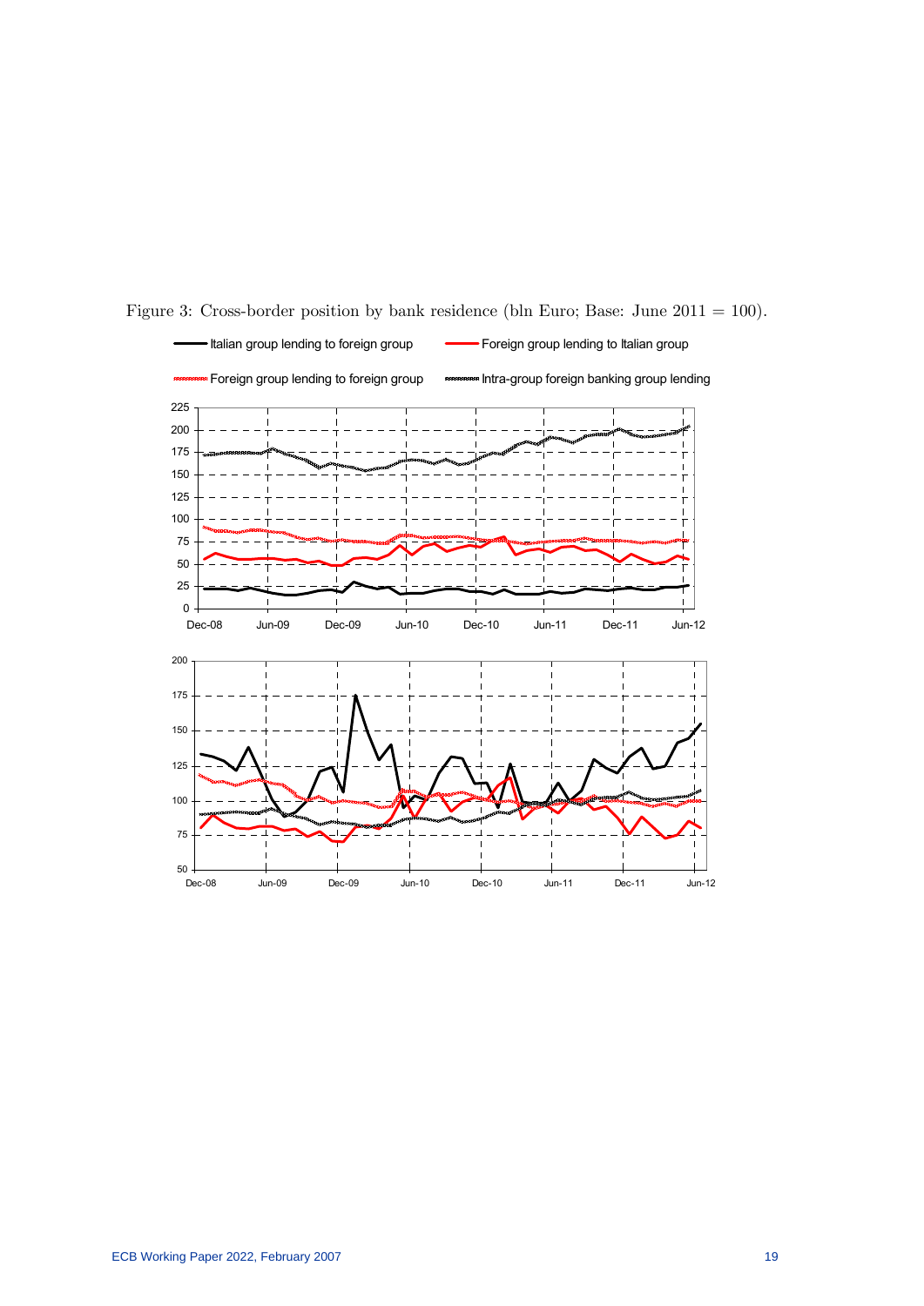Figure 3: Cross-border position by bank residence (bln Euro; Base: June 2011 = 100).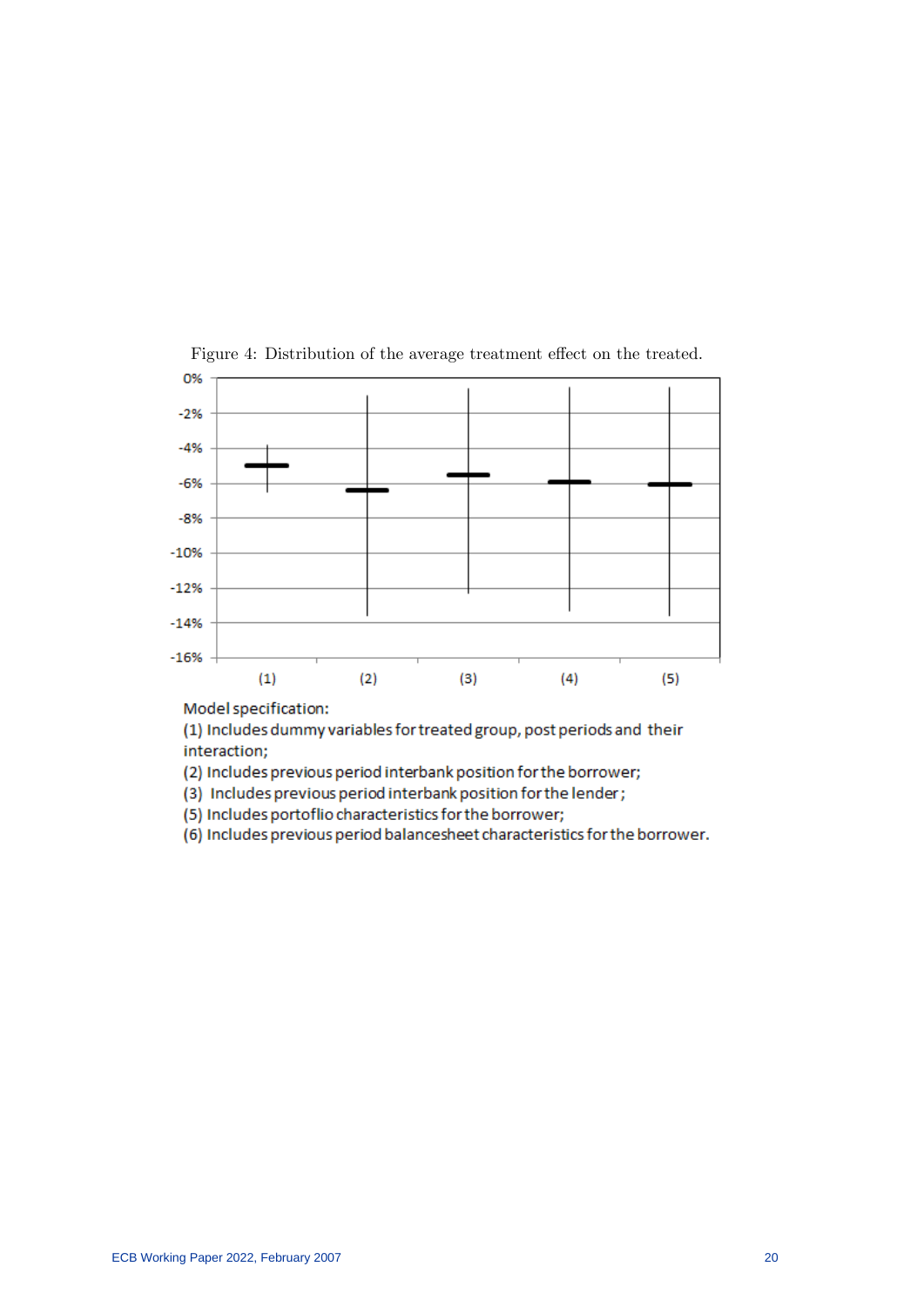Figure 4: Distribution of the average treatment effect on the treated.

Model specification:

(1) Includes dummy variables for treated group, post periods and their interaction;

(2) Includes previous period interbank position for the borrower;

(3) Includes previous period interbank position for the lender;

(5) Includes portoflio characteristics for the borrower;

(6) Includes previous period balancesheet characteristics for the borrower.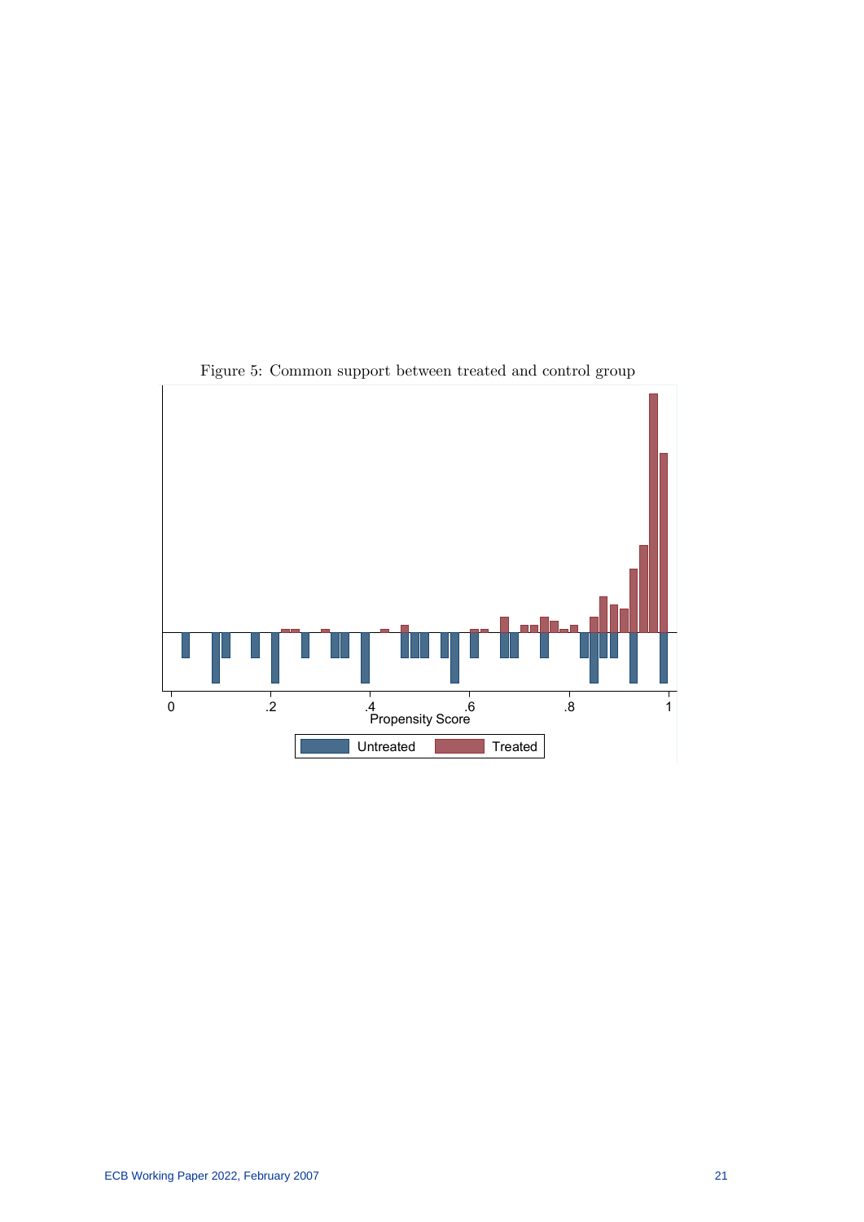Figure 5: Common support between treated and control group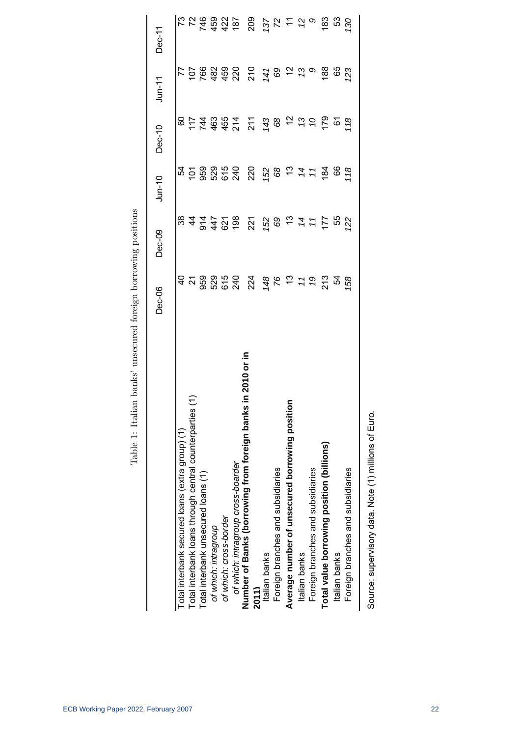Table 1: Italian banks' unsecured foreign borrowing positions

| | Dec-06 | Dec-09 | Jun-10 | Dec-10 | Jun-11 | Dec-11 |
|---|---|---|---|---|---|---|
| Total interbank secured loans (extra group) (1) | 40 | 38 | 54 | 60 | 77 | 73 |
| Total interbank loans through central counterparties (1) | 21 | 44 | 101 | 117 | 107 | 72 |
| Total interbank unsecured loans (1) | 959 | 914 | 959 | 744 | 766 | 746 |
| *of which: intragroup* | 529 | 447 | 529 | 463 | 482 | 459 |
| *of which: cross-border* | 615 | 621 | 615 | 455 | 459 | 422 |
| *of which: intragroup cross-boarder* | 240 | 198 | 240 | 214 | 220 | 187 |
| **Number of Banks (borrowing from foreign banks in 2010 or in 2011)** | 224 | 221 | 220 | 211 | 210 | 209 |
| Italian banks | *148* | *152* | *152* | *143* | *141* | *137* |
| Foreign branches and subsidiaries | *76* | *69* | *68* | *68* | *69* | *72* |
| **Average number of unsecured borrowing position** | 13 | 13 | 13 | 12 | 12 | 11 |
| Italian banks | *11* | *14* | *14* | *13* | *13* | *12* |
| Foreign branches and subsidiaries | *19* | *11* | *11* | *10* | *9* | *9* |
| **Total value borrowing position (billions)** | 213 | 177 | 184 | 179 | 188 | 183 |
| Italian banks | 54 | 55 | 66 | 61 | 65 | 53 |
| Foreign branches and subsidiaries | *158* | *122* | *118* | *118* | *123* | *130* |

Source: supervisory data. Note (1) millions of Euro.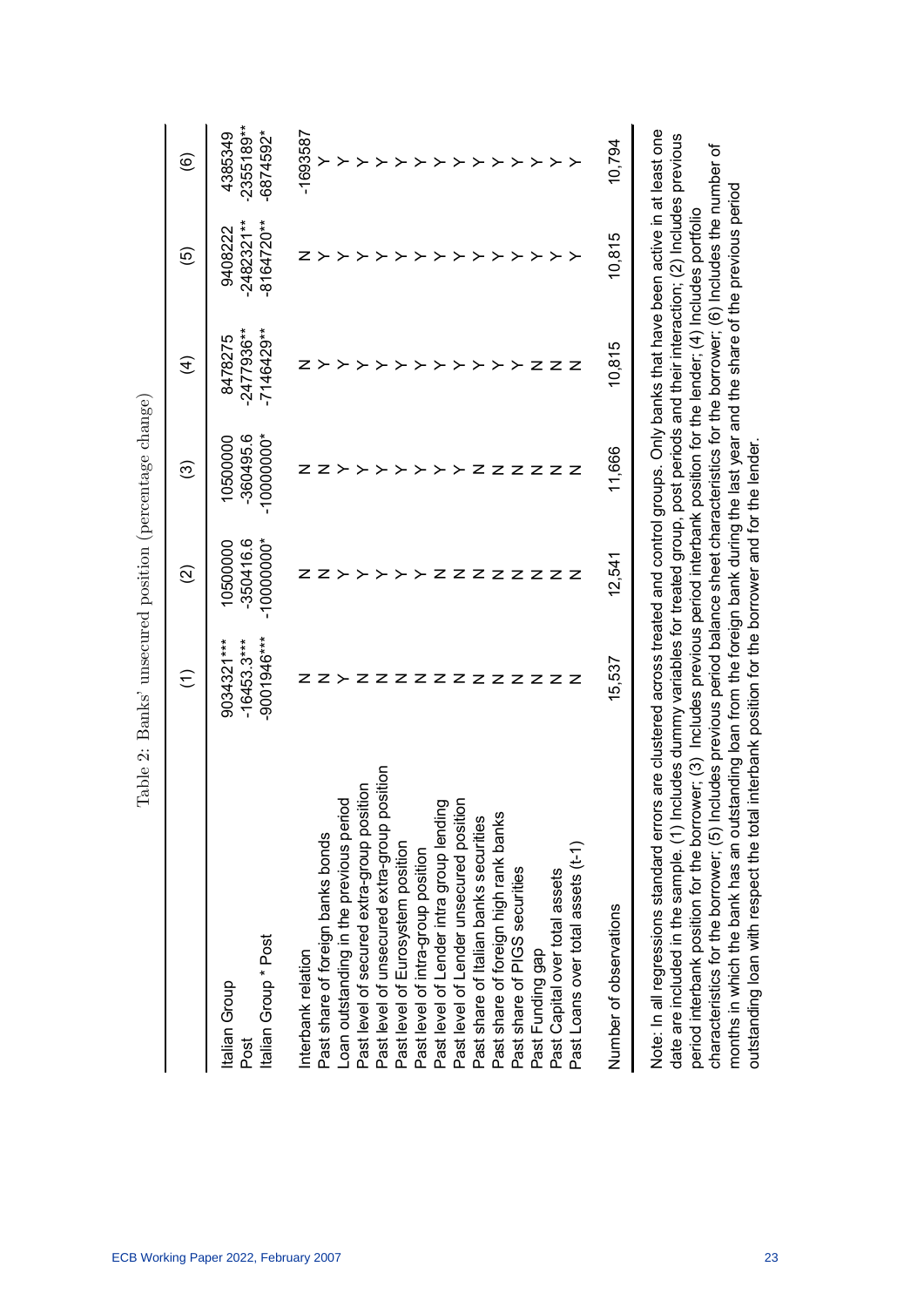Table 2: Banks' unsecured position (percentage change)

| | (1) | (2) | (3) | (4) | (5) | (6) |
|---|---|---|---|---|---|---|
| Italian Group | 9034321*** | 10500000 | 10500000 | 8478275 | 9408222 | 4385349 |
| Post | -16453.3*** | -350416.6 | -360495.6 | -2477936** | -2482321** | -2355189** |
| Italian Group * Post | -9001946*** | -10000000* | -10000000* | -7146429** | -8164720** | -6874592* |
| | | | | | | |
| Interbank relation | N | N | N | N | N | -1693587 |
| Past share of foreign banks bonds | N | N | N | Y | Y | Y |
| Loan outstanding in the previous period | Y | Y | Y | Y | Y | Y |
| Past level of secured extra-group position | N | Y | Y | Y | Y | Y |
| Past level of unsecured extra-group position | N | Y | Y | Y | Y | Y |
| Past level of Eurosystem position | N | Y | Y | Y | Y | Y |
| Past level of intra-group position | N | Y | Y | Y | Y | Y |
| Past level of Lender intra group lending | N | N | Y | Y | Y | Y |
| Past level of Lender unsecured position | N | N | Y | Y | Y | Y |
| Past share of Italian banks securities | N | N | N | Y | Y | Y |
| Past share of foreign high rank banks | N | N | N | Y | Y | Y |
| Past share of PIGS securities | N | N | N | Y | Y | Y |
| Past Funding gap | N | N | N | N | Y | Y |
| Past Capital over total assets | N | N | N | N | Y | Y |
| Past Loans over total assets (t-1) | N | N | N | N | Y | Y |
| | | | | | | |
| Number of observations | 15,537 | 12,541 | 11,666 | 10,815 | 10,815 | 10,794 |

Note: In all regressions standard errors are clustered across treated and control groups. Only banks that have been active in at least one date are included in the sample. (1) Includes dummy variables for treated group, post periods and their interaction; (2) Includes previous period interbank position for the borrower; (3) Includes previous period interbank position for the lender; (4) Includes portfolio characteristics for the borrower; (5) Includes previous period balance sheet characteristics for the borrower; (6) Includes the number of months in which the bank has an outstanding loan from the foreign bank during the last year and the share of the previous period outstanding loan with respect the total interbank position for the borrower and for the lender.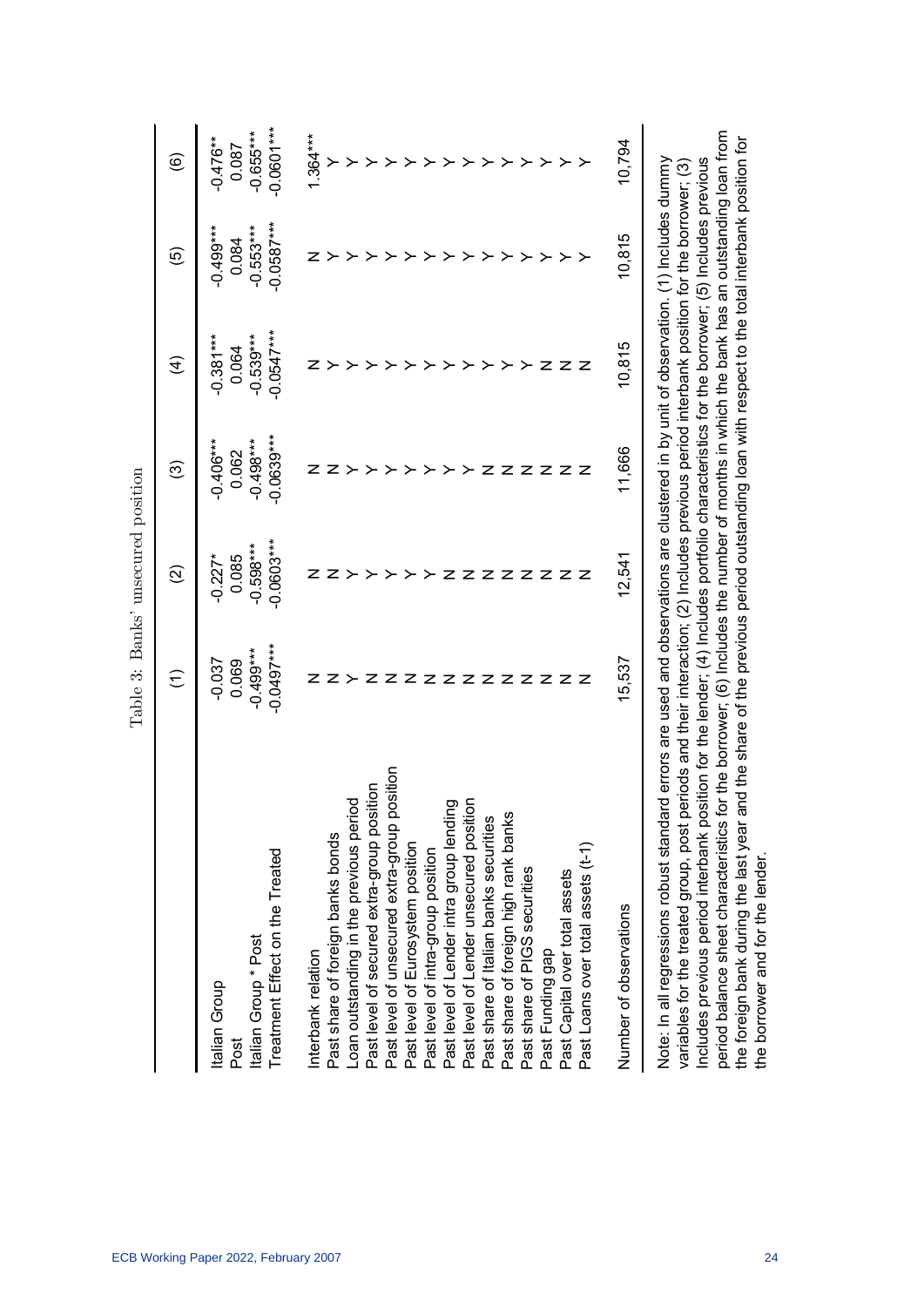Table 3: Banks' unsecured position

| | (1) | (2) | (3) | (4) | (5) | (6) |
|---|---|---|---|---|---|---|
| Italian Group | -0.037 | -0.227* | -0.406*** | -0.381*** | -0.499*** | -0.476** |
| Post | 0.069 | 0.085 | 0.062 | 0.064 | 0.084 | 0.087 |
| Italian Group * Post | -0.499*** | -0.598*** | -0.498*** | -0.539*** | -0.553*** | -0.655*** |
| Treatment Effect on the Treated | -0.0497*** | -0.0603*** | -0.0639*** | -0.0547*** | -0.0587*** | -0.0601*** |
| | | | | | | |
| Interbank relation | N | N | N | N | N | 1.364*** |
| Past share of foreign banks bonds | N | N | N | Y | Y | Y |
| Loan outstanding in the previous period | Y | Y | Y | Y | Y | Y |
| Past level of secured extra-group position | N | Y | Y | Y | Y | Y |
| Past level of unsecured extra-group position | N | Y | Y | Y | Y | Y |
| Past level of Eurosystem position | N | Y | Y | Y | Y | Y |
| Past level of intra-group position | N | Y | Y | Y | Y | Y |
| Past level of Lender intra group lending | N | N | Y | Y | Y | Y |
| Past level of Lender unsecured position | N | N | Y | Y | Y | Y |
| Past share of Italian banks securities | N | N | N | Y | Y | Y |
| Past share of foreign high rank banks | N | N | N | Y | Y | Y |
| Past share of PIGS securities | N | N | N | Y | Y | Y |
| Past Funding gap | N | N | N | N | Y | Y |
| Past Capital over total assets | N | N | N | N | Y | Y |
| Past Loans over total assets (t-1) | N | N | N | N | Y | Y |
| | | | | | | |
| Number of observations | 15,537 | 12,541 | 11,666 | 10,815 | 10,815 | 10,794 |

Note: In all regressions robust standard errors are used and observations are clustered in by unit of observation. (1) Includes dummy variables for the treated group, post periods and their interaction; (2) Includes previous period interbank position for the borrower; (3) Includes previous period interbank position for the lender; (4) Includes portfolio characteristics for the borrower; (5) Includes previous period balance sheet characteristics for the borrower; (6) Includes the number of months in which the bank has an outstanding loan from the foreign bank during the last year and the share of the previous period outstanding loan with respect to the total interbank position for the borrower and for the lender.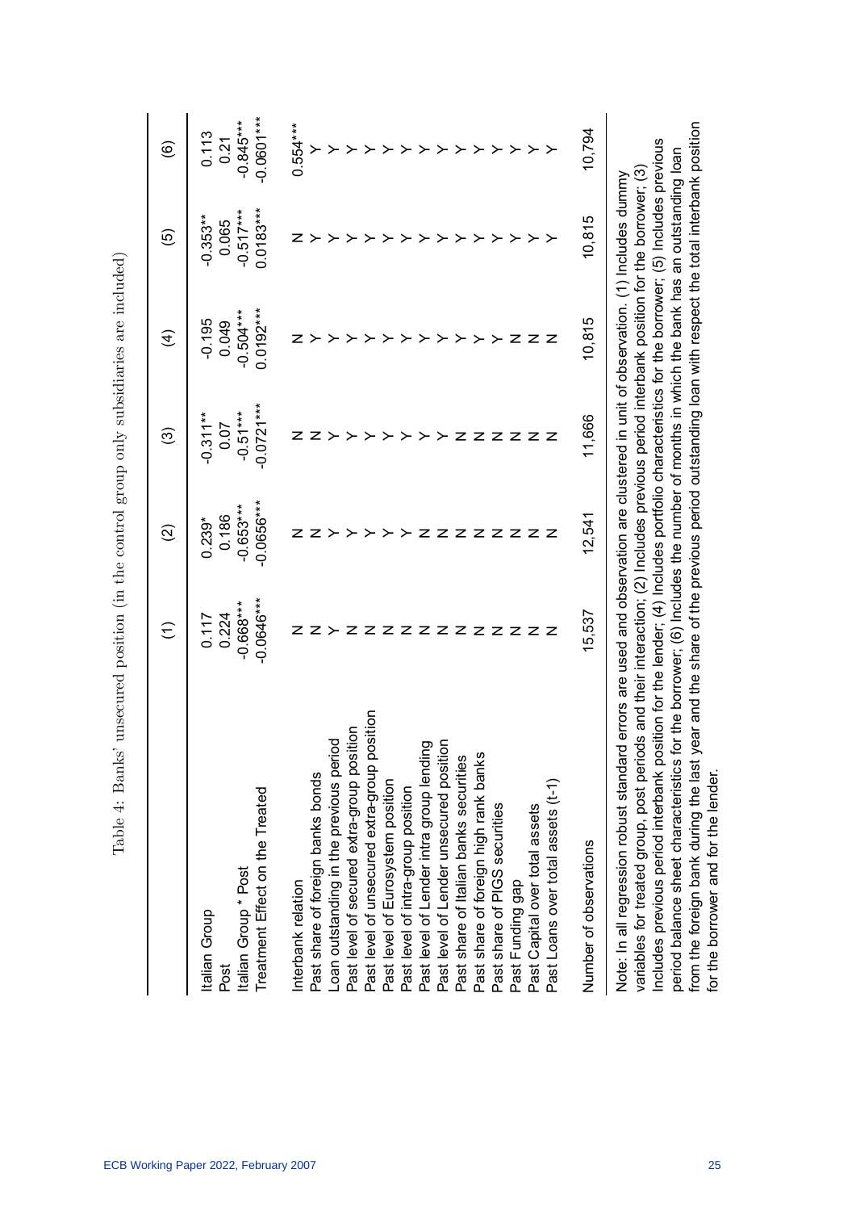Table 4: Banks' unsecured position (in the control group only subsidiaries are included)

| | (1) | (2) | (3) | (4) | (5) | (6) |
|---|---|---|---|---|---|---|
| Italian Group | 0.117 | 0.239* | -0.311** | -0.195 | -0.353** | 0.113 |
| Post | 0.224 | 0.186 | 0.07 | 0.049 | 0.065 | 0.21 |
| Italian Group * Post | -0.668*** | -0.653*** | -0.51*** | -0.504*** | -0.517*** | -0.845*** |
| Treatment Effect on the Treated | -0.0646*** | -0.0656*** | -0.0721*** | 0.0192*** | 0.0183*** | -0.0601*** |
| | | | | | | |
| Interbank relation | N | N | N | N | N | 0.554*** |
| Past share of foreign banks bonds | N | N | N | Y | Y | Y |
| Loan outstanding in the previous period | Y | Y | Y | Y | Y | Y |
| Past level of secured extra-group position | N | Y | Y | Y | Y | Y |
| Past level of unsecured extra-group position | N | Y | Y | Y | Y | Y |
| Past level of Eurosystem position | N | Y | Y | Y | Y | Y |
| Past level of intra-group position | N | Y | Y | Y | Y | Y |
| Past level of Lender intra group lending | N | N | Y | Y | Y | Y |
| Past level of Lender unsecured position | N | N | Y | Y | Y | Y |
| Past share of Italian banks securities | N | N | N | Y | Y | Y |
| Past share of foreign high rank banks | N | N | N | Y | Y | Y |
| Past share of PIGS securities | N | N | N | Y | Y | Y |
| Past Funding gap | N | N | N | N | Y | Y |
| Past Capital over total assets | N | N | N | N | Y | Y |
| Past Loans over total assets (t-1) | N | N | N | N | Y | Y |
| | | | | | | |
| Number of observations | 15,537 | 12,541 | 11,666 | 10,815 | 10,815 | 10,794 |

Note: In all regression robust standard errors are used and observation are clustered in unit of observation. (1) Includes dummy variables for treated group, post periods and their interaction; (2) Includes previous period interbank position for the borrower; (3) Includes previous period interbank position for the lender; (4) Includes portfolio characteristics for the borrower; (5) Includes previous period balance sheet characteristics for the borrower; (6) Includes the number of months in which the bank has an outstanding loan from the foreign bank during the last year and the share of the previous period outstanding loan with respect the total interbank position for the borrower and for the lender.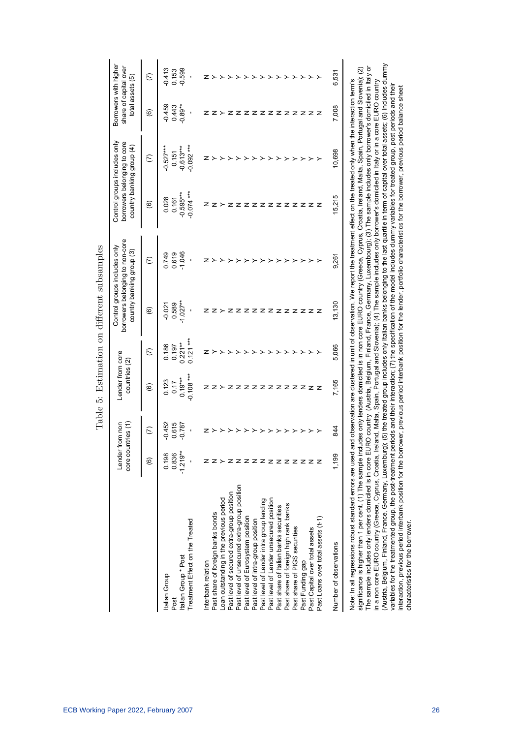Table 5: Estimation on different subsamples

| | Lender from non core countries (1) | | Lender from core countries (2) | | Control groups includes only borrowers belonging to non-core country banking group (3) | | Control groups includes only borrowers belonging to core country banking group (4) | | Borrowers with higher share of capital over total assets (5) | |
|---|---|---|---|---|---|---|---|---|---|---|
| | (6) | (7) | (6) | (7) | (6) | (7) | (6) | (7) | (6) | (7) |
| Italian Group | 0.198 | -0.452 | 0.123 | 0.186 | -0.021 | 0.749 | 0.028 | -0.527*** | -0.459 | -0.413 |
| Post | 0.836 | 0.615 | 0.17 | 0.197 | 0.589 | 0.619 | 0.161 | 0.151 | 0.443 | 0.153 |
| Italian Group * Post | -1.219** | -0.787 | 0.19*** | 0.221** | -1.027** | -1.046 | -0.595*** | -0.613*** | -0.89** | -0.599 |
| Treatment Effect on the Treated | - | - | -0.108 *** | 0.121 *** | - | - | -0.074 *** | -0.092 *** | - | - |
| Interbank relation | N | N | N | N | N | N | N | N | N | N |
| Past share of foreign banks bonds | N | Y | N | Y | N | Y | N | Y | N | Y |
| Loan outstanding in the previous period | Y | Y | Y | Y | Y | Y | Y | Y | Y | Y |
| Past level of secured extra-group position | N | Y | N | Y | N | Y | N | Y | N | Y |
| Past level of unsecured extra-group position | N | Y | N | Y | N | Y | N | Y | N | Y |
| Past level of Eurosystem position | N | Y | N | Y | N | Y | N | Y | N | Y |
| Past level of intra-group position | N | Y | N | Y | N | Y | N | Y | N | Y |
| Past level of Lender intra group lending | N | Y | N | Y | N | Y | N | Y | N | Y |
| Past level of Lender unsecured position | N | Y | N | Y | N | Y | N | Y | N | Y |
| Past share of Italian banks securities | N | Y | N | Y | N | Y | N | Y | N | Y |
| Past share of foreign high rank banks | N | Y | N | Y | N | Y | N | Y | N | Y |
| Past share of PIGS securities | N | Y | N | Y | N | Y | N | Y | N | Y |
| Past Funding gap | N | Y | N | Y | N | Y | N | Y | N | Y |
| Past Capital over total assets | N | Y | N | Y | N | Y | N | Y | N | Y |
| Past Loans over total assets (t-1) | N | Y | N | Y | N | Y | N | Y | N | Y |
| Number of observations | 1,199 | 844 | 7,165 | 5,066 | 13,130 | 9,261 | 15,215 | 10,698 | 7,008 | 6,531 |

Note: In all regressions robust standard errors are used and observation are clustered in unit of observation. We report the treatment effect on the treated only when the interaction term's significance is higher than 1 per cent. (1) The sample includes only lenders domiciled is in non core EURO country (Greece, Cyprus, Croatia, Ireland, Malta, Spain, Portugal and Slovenia); (2) The sample includes only lenders domiciled is in core EURO country (Austria, Belgium, Finland, France, Germany, Luxembourg); (3) The sample includes only borrower's domiciled in Italy or in a non core EURO country (Greece, Cyprus, Croatia, Ireland, Malta, Spain, Portugal and Slovenia); (4) The sample includes only borrower's domiciled in Italy or in a core EURO country (Austria, Belgium, Finland, France, Germany, Luxemburg); (5) the treated group includes only Italian banks belonging to the last quartile in term of capital over total assets; (6) Includes dummy variables for the treatmented group, the post-treatment periods and their interaction; (7) the specification of the model includes dummy variables for treated group, post periods and their interaction, previous period interbank position for the borrower, previous period interbank position for the lender, portfolio characteristics for the borrower, previous period balance sheet characteristics for the borrower.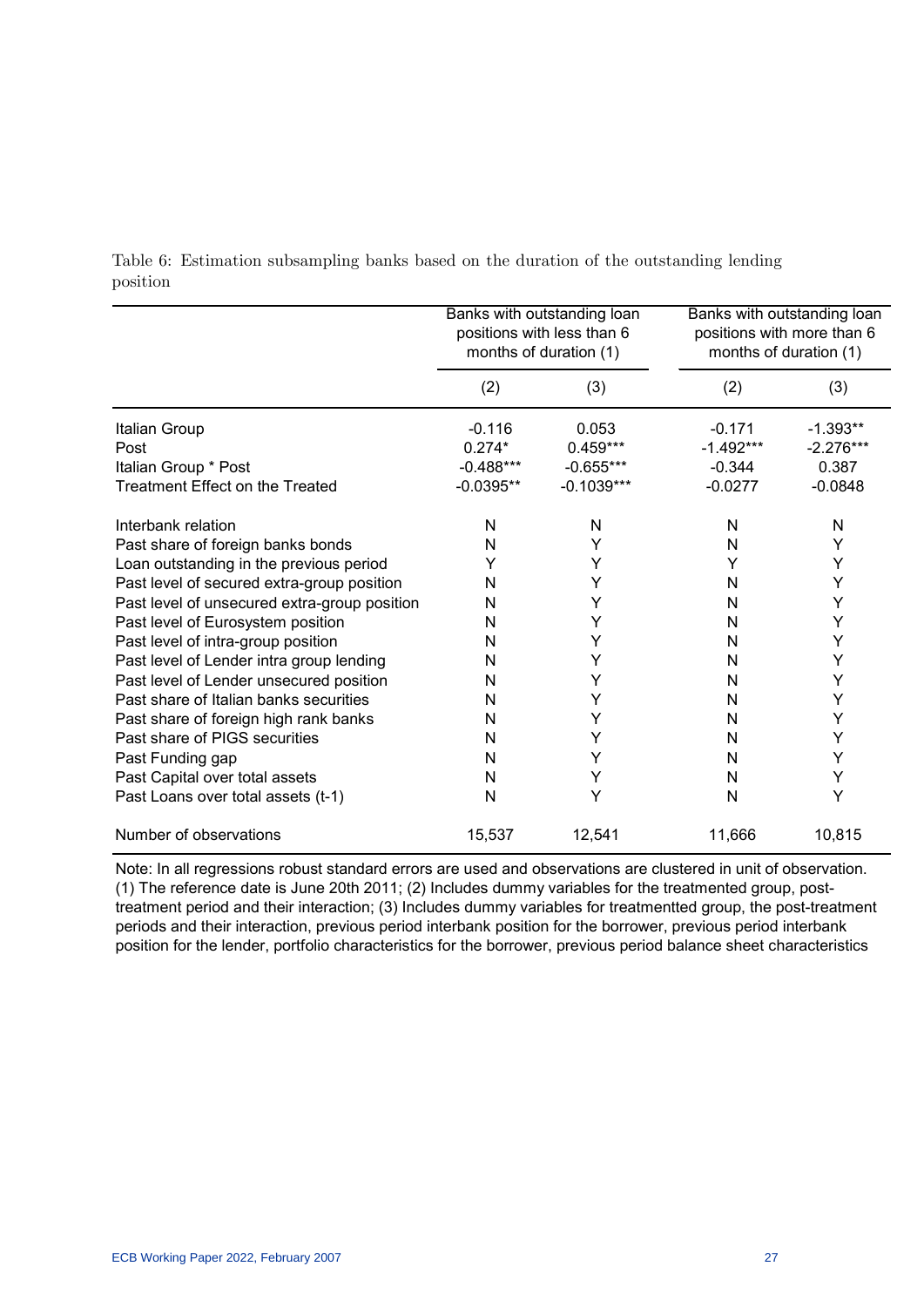Table 6: Estimation subsampling banks based on the duration of the outstanding lending position

| | Banks with outstanding loan positions with less than 6 months of duration (1) | | Banks with outstanding loan positions with more than 6 months of duration (1) | |
|---|---|---|---|---|
| | (2) | (3) | (2) | (3) |
| Italian Group | -0.116 | 0.053 | -0.171 | -1.393** |
| Post | 0.274* | 0.459*** | -1.492*** | -2.276*** |
| Italian Group * Post | -0.488*** | -0.655*** | -0.344 | 0.387 |
| Treatment Effect on the Treated | -0.0395** | -0.1039*** | -0.0277 | -0.0848 |
| Interbank relation | N | N | N | N |
| Past share of foreign banks bonds | N | Y | N | Y |
| Loan outstanding in the previous period | Y | Y | Y | Y |
| Past level of secured extra-group position | N | Y | N | Y |
| Past level of unsecured extra-group position | N | Y | N | Y |
| Past level of Eurosystem position | N | Y | N | Y |
| Past level of intra-group position | N | Y | N | Y |
| Past level of Lender intra group lending | N | Y | N | Y |
| Past level of Lender unsecured position | N | Y | N | Y |
| Past share of Italian banks securities | N | Y | N | Y |
| Past share of foreign high rank banks | N | Y | N | Y |
| Past share of PIGS securities | N | Y | N | Y |
| Past Funding gap | N | Y | N | Y |
| Past Capital over total assets | N | Y | N | Y |
| Past Loans over total assets (t-1) | N | Y | N | Y |
| Number of observations | 15,537 | 12,541 | 11,666 | 10,815 |

Note: In all regressions robust standard errors are used and observations are clustered in unit of observation. (1) The reference date is June 20th 2011; (2) Includes dummy variables for the treatmented group, post-treatment period and their interaction; (3) Includes dummy variables for treatmentted group, the post-treatment periods and their interaction, previous period interbank position for the borrower, previous period interbank position for the lender, portfolio characteristics for the borrower, previous period balance sheet characteristics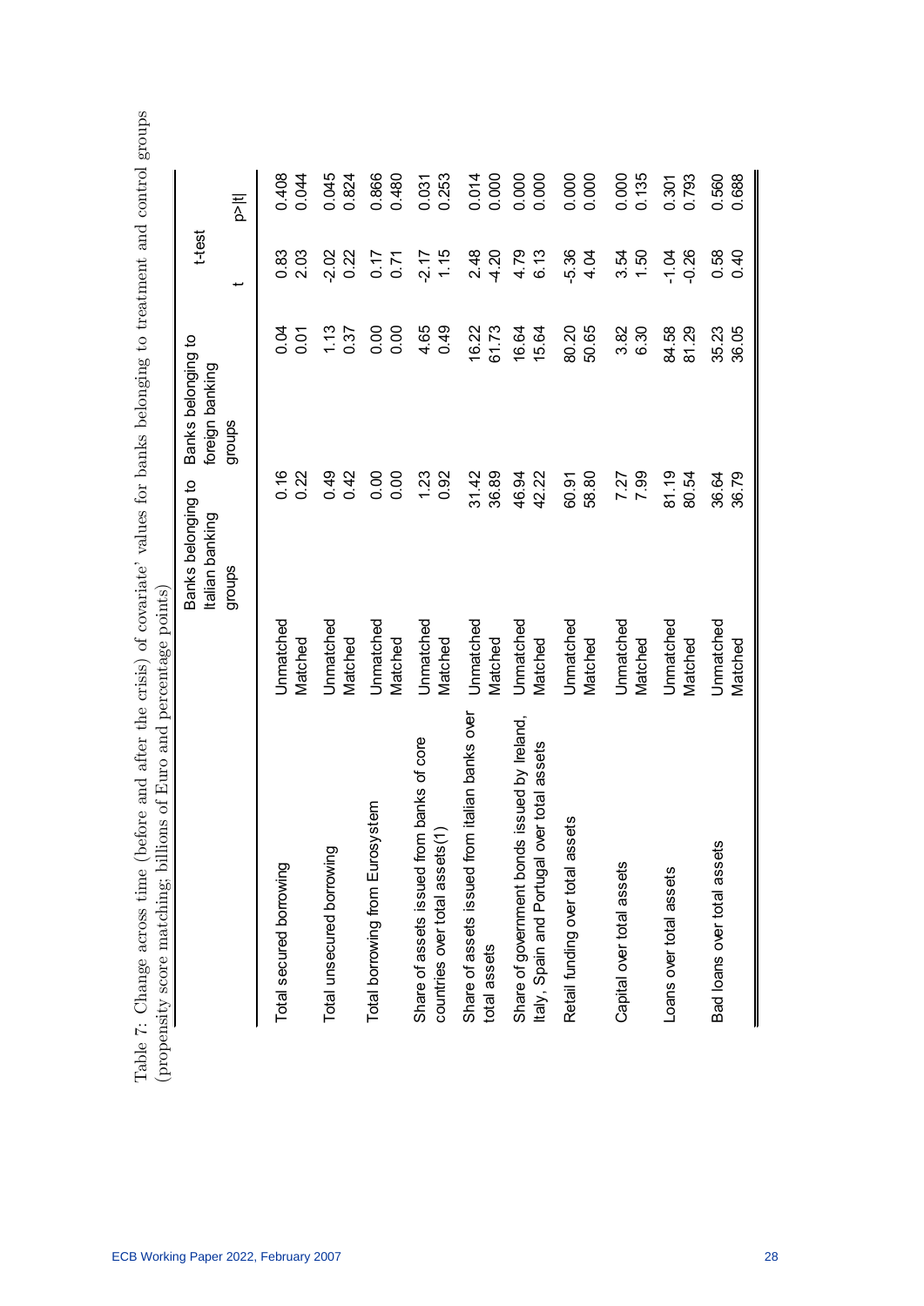Table 7: Change across time (before and after the crisis) of covariate' values for banks belonging to treatment and control groups (propensity score matching; billions of Euro and percentage points)

| | | Banks belonging to Italian banking groups | Banks belonging to foreign banking groups | t-test | |
|---|---|---|---|---|---|
| | | | | t | p>\|t\| |
| Total secured borrowing | Unmatched | 0.16 | 0.04 | 0.83 | 0.408 |
| | Matched | 0.22 | 0.01 | 2.03 | 0.044 |
| Total unsecured borrowing | Unmatched | 0.49 | 1.13 | -2.02 | 0.045 |
| | Matched | 0.42 | 0.37 | 0.22 | 0.824 |
| Total borrowing from Eurosystem | Unmatched | 0.00 | 0.00 | 0.17 | 0.866 |
| | Matched | 0.00 | 0.00 | 0.71 | 0.480 |
| Share of assets issued from banks of core countries over total assets(1) | Unmatched | 1.23 | 4.65 | -2.17 | 0.031 |
| | Matched | 0.92 | 0.49 | 1.15 | 0.253 |
| Share of assets issued from italian banks over total assets | Unmatched | 31.42 | 16.22 | 2.48 | 0.014 |
| | Matched | 36.89 | 61.73 | -4.20 | 0.000 |
| Share of government bonds issued by Ireland, Italy, Spain and Portugal over total assets | Unmatched | 46.94 | 16.64 | 4.79 | 0.000 |
| | Matched | 42.22 | 15.64 | 6.13 | 0.000 |
| Retail funding over total assets | Unmatched | 60.91 | 80.20 | -5.36 | 0.000 |
| | Matched | 58.80 | 50.65 | 4.04 | 0.000 |
| Capital over total assets | Unmatched | 7.27 | 3.82 | 3.54 | 0.000 |
| | Matched | 7.99 | 6.30 | 1.50 | 0.135 |
| Loans over total assets | Unmatched | 81.19 | 84.58 | -1.04 | 0.301 |
| | Matched | 80.54 | 81.29 | -0.26 | 0.793 |
| Bad loans over total assets | Unmatched | 36.64 | 35.23 | 0.58 | 0.560 |
| | Matched | 36.79 | 36.05 | 0.40 | 0.688 |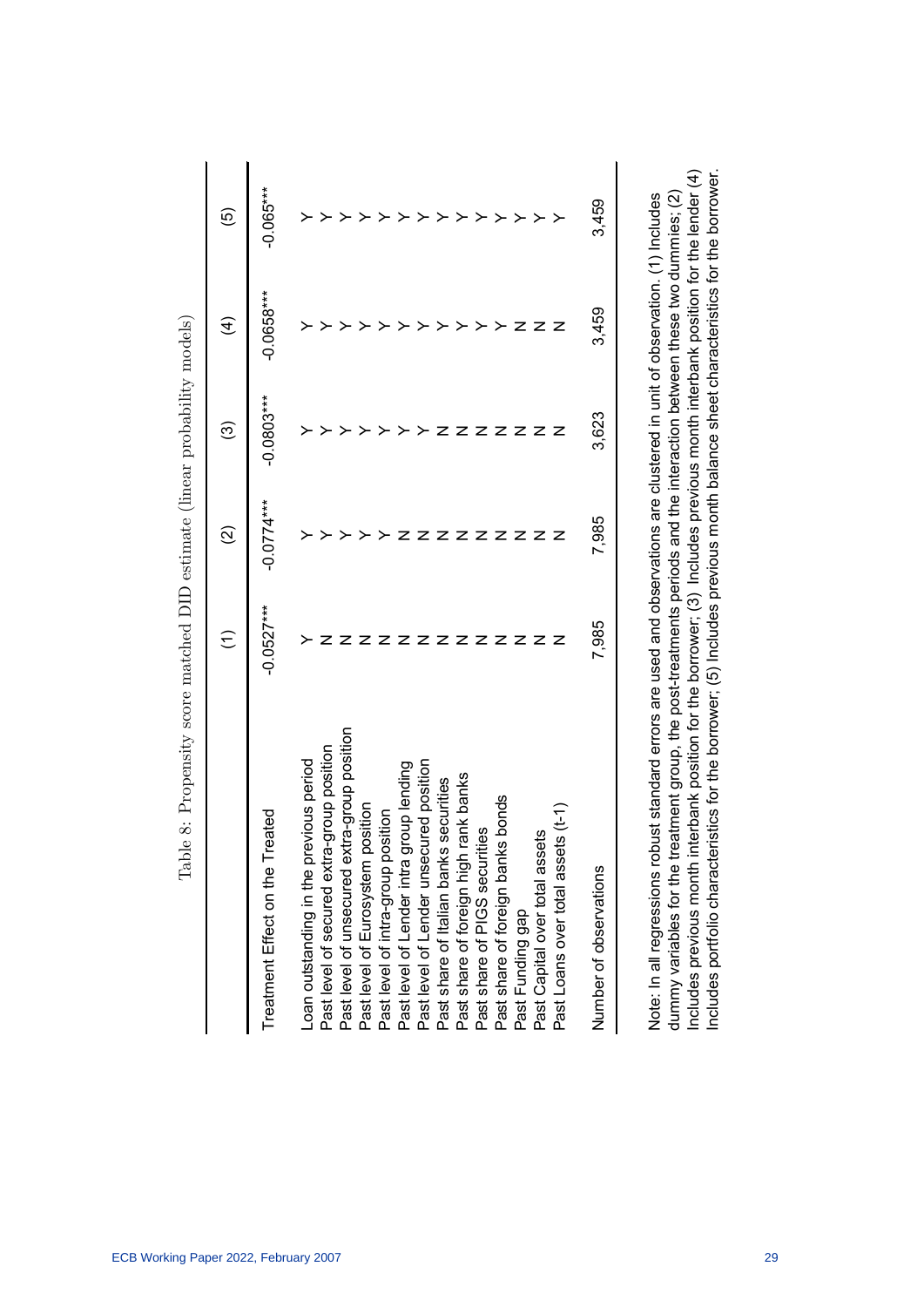Table 8: Propensity score matched DID estimate (linear probability models)

| | (1) | (2) | (3) | (4) | (5) |
|---|---|---|---|---|---|
| Treatment Effect on the Treated | -0.0527*** | -0.0774*** | -0.0803*** | -0.0658*** | -0.065*** |
| Loan outstanding in the previous period | Y | Y | Y | Y | Y |
| Past level of secured extra-group position | N | Y | Y | Y | Y |
| Past level of unsecured extra-group position | N | Y | Y | Y | Y |
| Past level of Eurosystem position | N | Y | Y | Y | Y |
| Past level of intra-group position | N | Y | Y | Y | Y |
| Past level of Lender intra group lending | N | N | Y | Y | Y |
| Past level of Lender unsecured position | N | N | Y | Y | Y |
| Past share of Italian banks securities | N | N | N | Y | Y |
| Past share of foreign high rank banks | N | N | N | Y | Y |
| Past share of PIGS securities | N | N | N | Y | Y |
| Past share of foreign banks bonds | N | N | N | Y | Y |
| Past Funding gap | N | N | N | N | Y |
| Past Capital over total assets | N | N | N | N | Y |
| Past Loans over total assets (t-1) | N | N | N | N | Y |
| Number of observations | 7,985 | 7,985 | 3,623 | 3,459 | 3,459 |

Note: In all regressions robust standard errors are used and observations are clustered in unit of observation. (1) Includes dummy variables for the treatment group, the post-treatments periods and the interaction between these two dummies; (2) Includes previous month interbank position for the borrower; (3) Includes previous month interbank position for the lender (4) Includes portfolio characteristics for the borrower; (5) Includes previous month balance sheet characteristics for the borrower.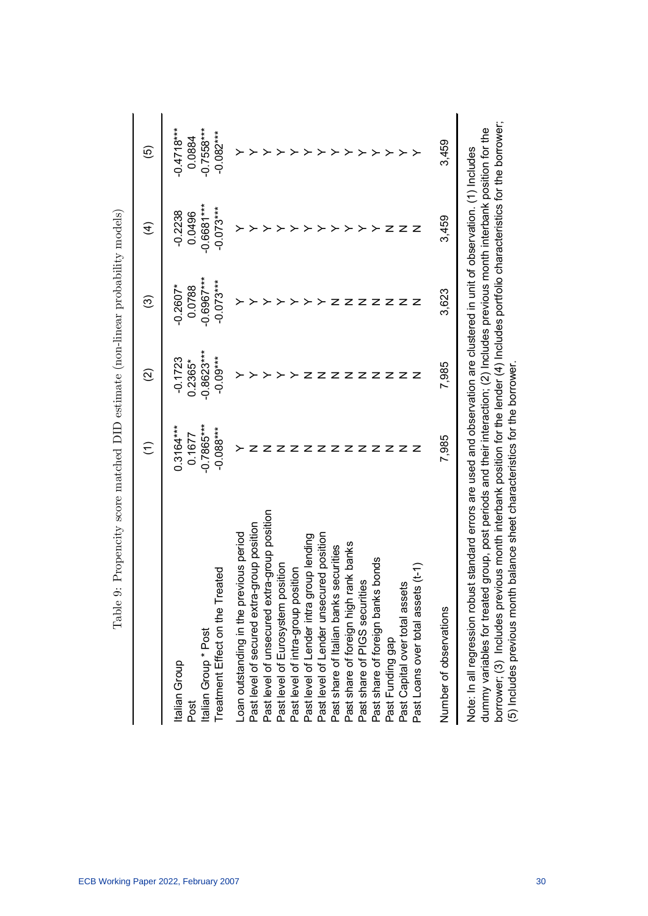Table 9: Propencity score matched DID estimate (non-linear probability models)

| | (1) | (2) | (3) | (4) | (5) |
|---|---|---|---|---|---|
| Italian Group | 0.3164*** | -0.1723 | -0.2607* | -0.2238 | -0.4718*** |
| Post | 0.1677 | 0.2365* | 0.0788 | 0.0496 | 0.0884 |
| Italian Group * Post | -0.7865*** | -0.8623*** | -0.6967*** | -0.6681*** | -0.7558*** |
| Treatment Effect on the Treated | -0.088*** | -0.09*** | -0.073*** | -0.073*** | -0.082*** |
| Loan outstanding in the previous period | Y | Y | Y | Y | Y |
| Past level of secured extra-group position | N | Y | Y | Y | Y |
| Past level of unsecured extra-group position | N | Y | Y | Y | Y |
| Past level of Eurosystem position | N | Y | Y | Y | Y |
| Past level of intra-group position | N | Y | Y | Y | Y |
| Past level of Lender intra group lending | N | N | Y | Y | Y |
| Past level of Lender unsecured position | N | N | Y | Y | Y |
| Past share of Italian banks securities | N | N | N | Y | Y |
| Past share of foreign high rank banks | N | N | N | Y | Y |
| Past share of PIGS securities | N | N | N | Y | Y |
| Past share of foreign banks bonds | N | N | N | Y | Y |
| Past Funding gap | N | N | N | N | Y |
| Past Capital over total assets | N | N | N | N | Y |
| Past Loans over total assets (t-1) | N | N | N | N | Y |
| Number of observations | 7,985 | 7,985 | 3,623 | 3,459 | 3,459 |

Note: In all regression robust standard errors are used and observation are clustered in unit of observation. (1) Includes dummy variables for treated group, post periods and their interaction; (2) Includes previous month interbank position for the borrower; (3) Includes previous month interbank position for the lender (4) Includes portfolio characteristics for the borrower; (5) Includes previous month balance sheet characteristics for the borrower.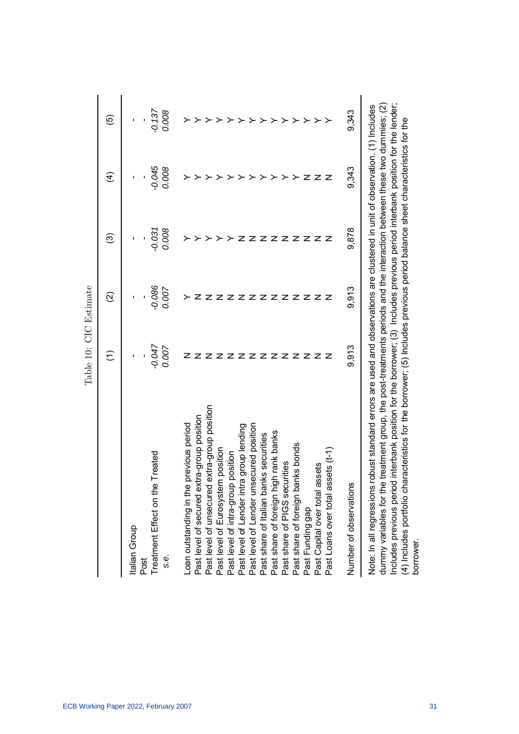Table 10: CIC Estimate

| | (1) | (2) | (3) | (4) | (5) |
|---|---|---|---|---|---|
| Italian Group | - | - | - | - | - |
| Post | - | - | - | - | - |
| Treatment Effect on the Treated | *-0.047* | *-0.086* | *-0.031* | *-0.045* | *-0.137* |
| *s.e.* | *0.007* | *0.007* | *0.008* | *0.008* | *0.008* |
| Loan outstanding in the previous period | N | Y | Y | Y | Y |
| Past level of secured extra-group position | N | N | Y | Y | Y |
| Past level of unsecured extra-group position | N | N | Y | Y | Y |
| Past level of Eurosystem position | N | N | Y | Y | Y |
| Past level of intra-group position | N | N | Y | Y | Y |
| Past level of Lender intra group lending | N | N | N | Y | Y |
| Past level of Lender unsecured position | N | N | N | Y | Y |
| Past share of Italian banks securities | N | N | N | Y | Y |
| Past share of foreign high rank banks | N | N | N | Y | Y |
| Past share of PIGS securities | N | N | N | Y | Y |
| Past share of foreign banks bonds | N | N | N | Y | Y |
| Past Funding gap | N | N | N | N | Y |
| Past Capital over total assets | N | N | N | N | Y |
| Past Loans over total assets (t-1) | N | N | N | N | Y |
| Number of observations | 9,913 | 9,913 | 9,878 | 9,343 | 9,343 |

Note: In all regressions robust standard errors are used and observations are clustered in unit of observation. (1) Includes dummy variables for the treatment group, the post-treatments periods and the interaction between these two dummies; (2) Includes previous period interbank position for the borrower; (3) Includes previous period interbank position for the lender; (4) Includes portfolio characteristics for the borrower; (5) Includes previous period balance sheet characteristics for the borrower.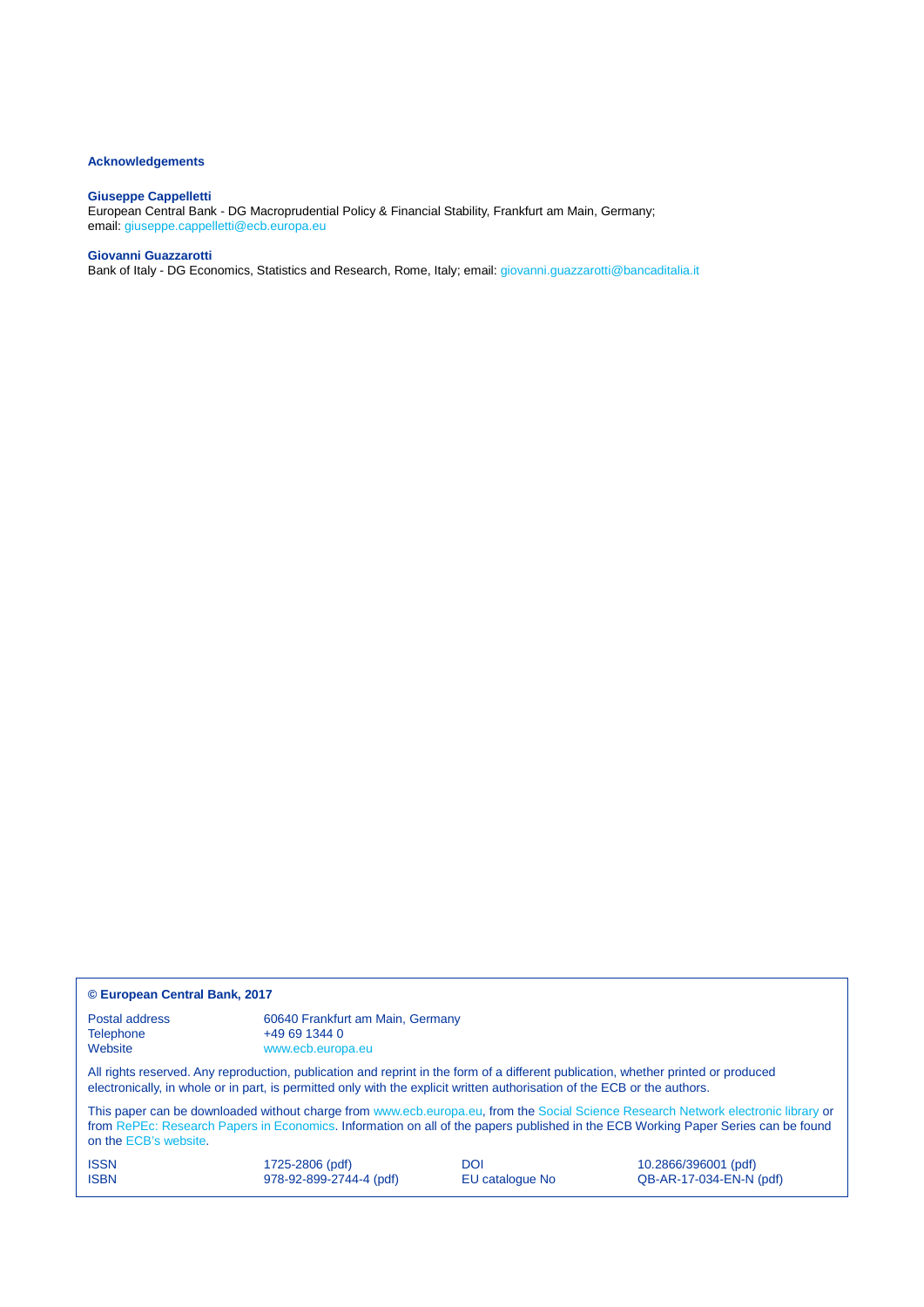**Acknowledgements**

**Giuseppe Cappelletti**
European Central Bank - DG Macroprudential Policy & Financial Stability, Frankfurt am Main, Germany;
email: giuseppe.cappelletti@ecb.europa.eu

**Giovanni Guazzarotti**
Bank of Italy - DG Economics, Statistics and Research, Rome, Italy; email: giovanni.guazzarotti@bancaditalia.it

**© European Central Bank, 2017**

| | |
|---|---|
| Postal address | 60640 Frankfurt am Main, Germany |
| Telephone | +49 69 1344 0 |
| Website | www.ecb.europa.eu |

All rights reserved. Any reproduction, publication and reprint in the form of a different publication, whether printed or produced electronically, in whole or in part, is permitted only with the explicit written authorisation of the ECB or the authors.

This paper can be downloaded without charge from www.ecb.europa.eu, from the Social Science Research Network electronic library or from RePEc: Research Papers in Economics. Information on all of the papers published in the ECB Working Paper Series can be found on the ECB's website.

| | | | |
|---|---|---|---|
| ISSN | 1725-2806 (pdf) | DOI | 10.2866/396001 (pdf) |
| ISBN | 978-92-899-2744-4 (pdf) | EU catalogue No | QB-AR-17-034-EN-N (pdf) |